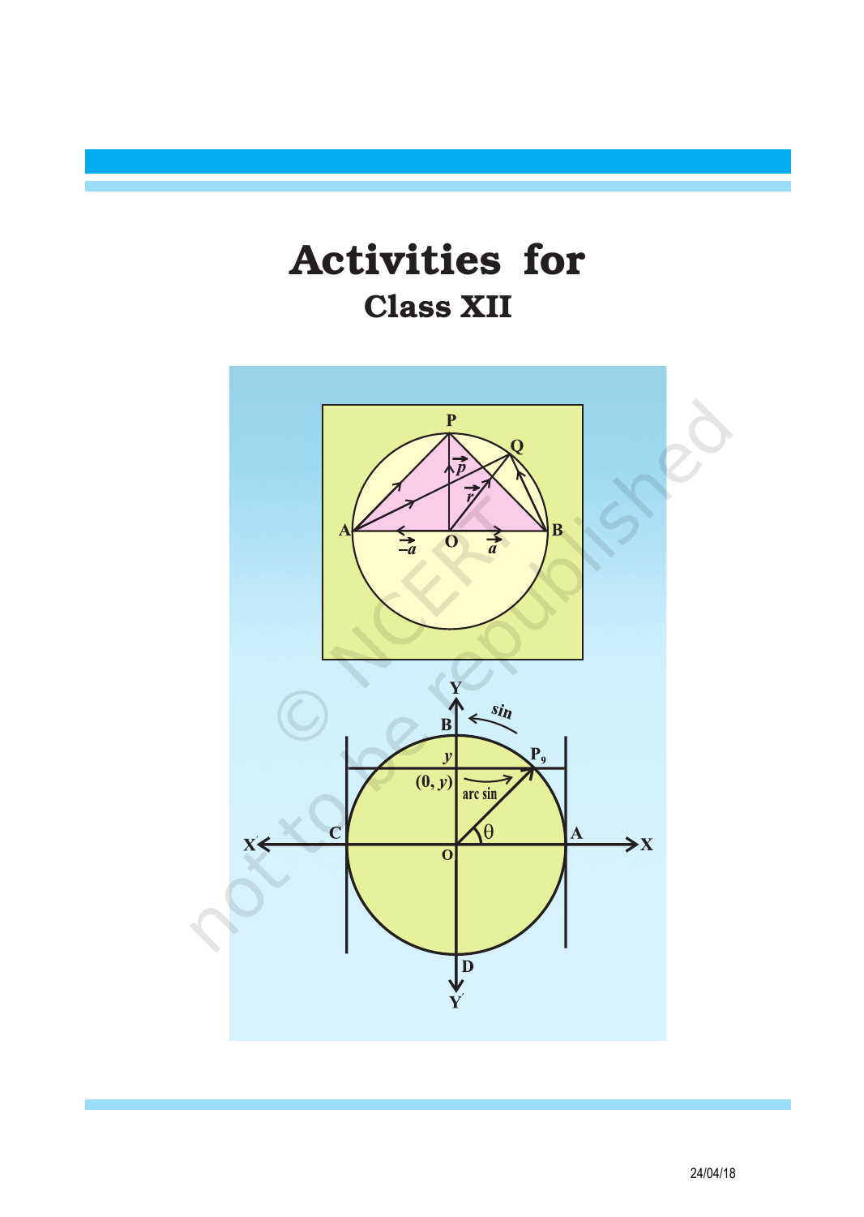# Activities for

## Class XII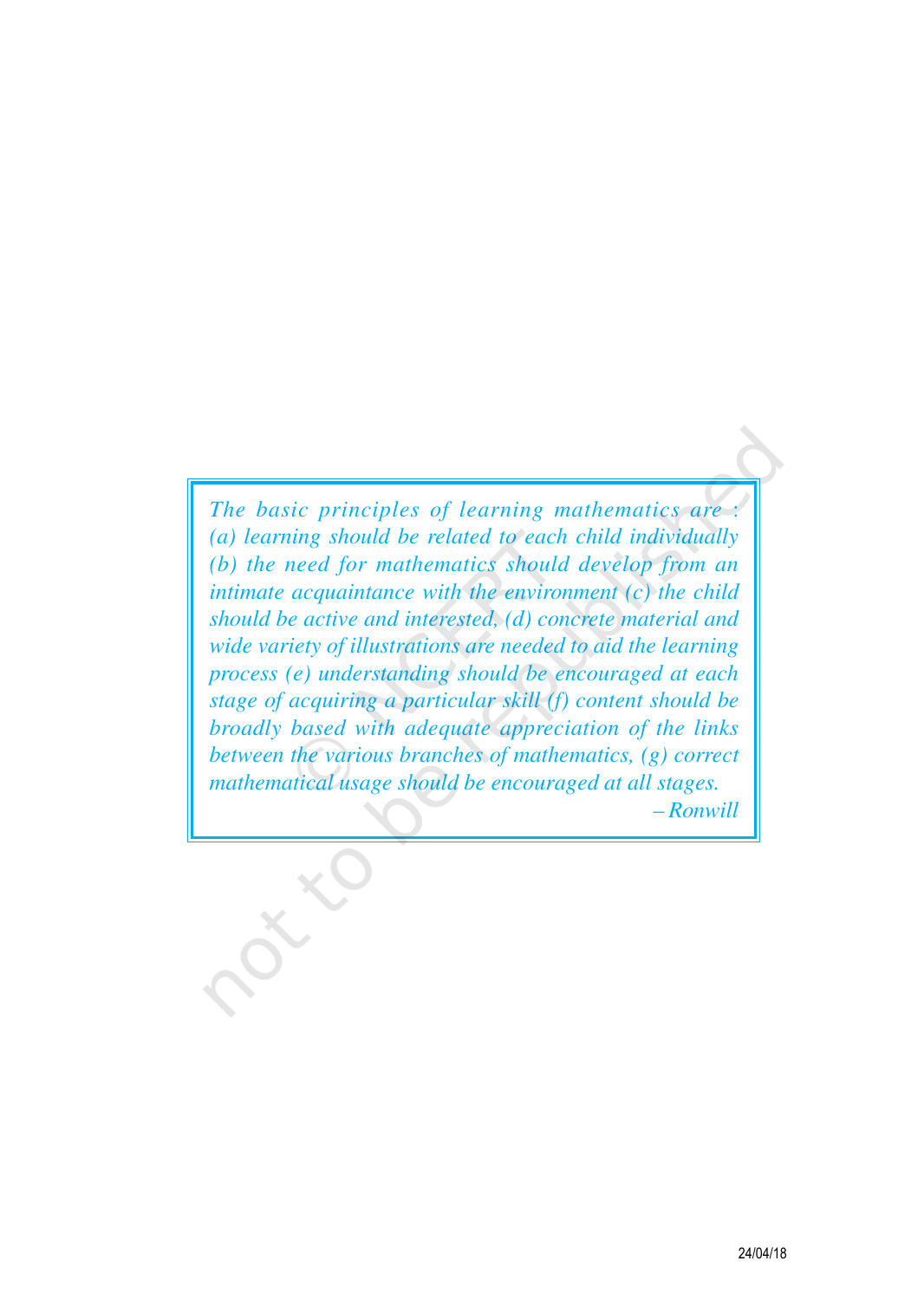*The basic principles of learning mathematics are : (a) learning should be related to each child individually (b) the need for mathematics should develop from an intimate acquaintance with the environment (c) the child should be active and interested, (d) concrete material and wide variety of illustrations are needed to aid the learning process (e) understanding should be encouraged at each stage of acquiring a particular skill (f) content should be broadly based with adequate appreciation of the links between the various branches of mathematics, (g) correct mathematical usage should be encouraged at all stages.*

*– Ronwill*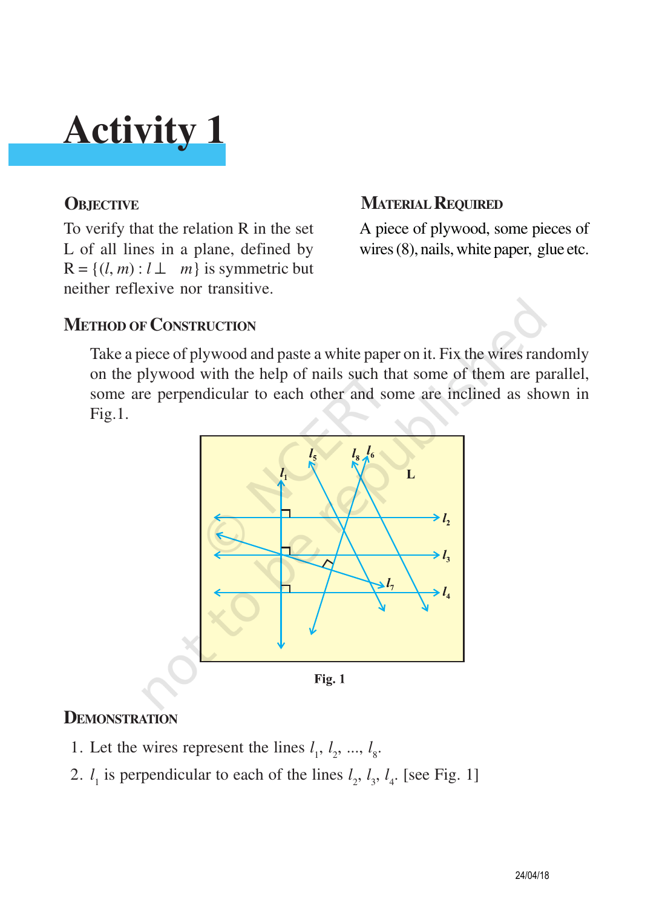# Activity 1

## Objective

To verify that the relation R in the set L of all lines in a plane, defined by $R = \{(l, m) : l \perp m\}$ is symmetric but neither reflexive nor transitive.

## Material Required

A piece of plywood, some pieces of wires (8), nails, white paper, glue etc.

## Method of Construction

Take a piece of plywood and paste a white paper on it. Fix the wires randomly on the plywood with the help of nails such that some of them are parallel, some are perpendicular to each other and some are inclined as shown in Fig.1.

Fig. 1

## Demonstration

1. Let the wires represent the lines $l_1, l_2, ..., l_8$.
2. $l_1$ is perpendicular to each of the lines $l_2, l_3, l_4$. [see Fig. 1]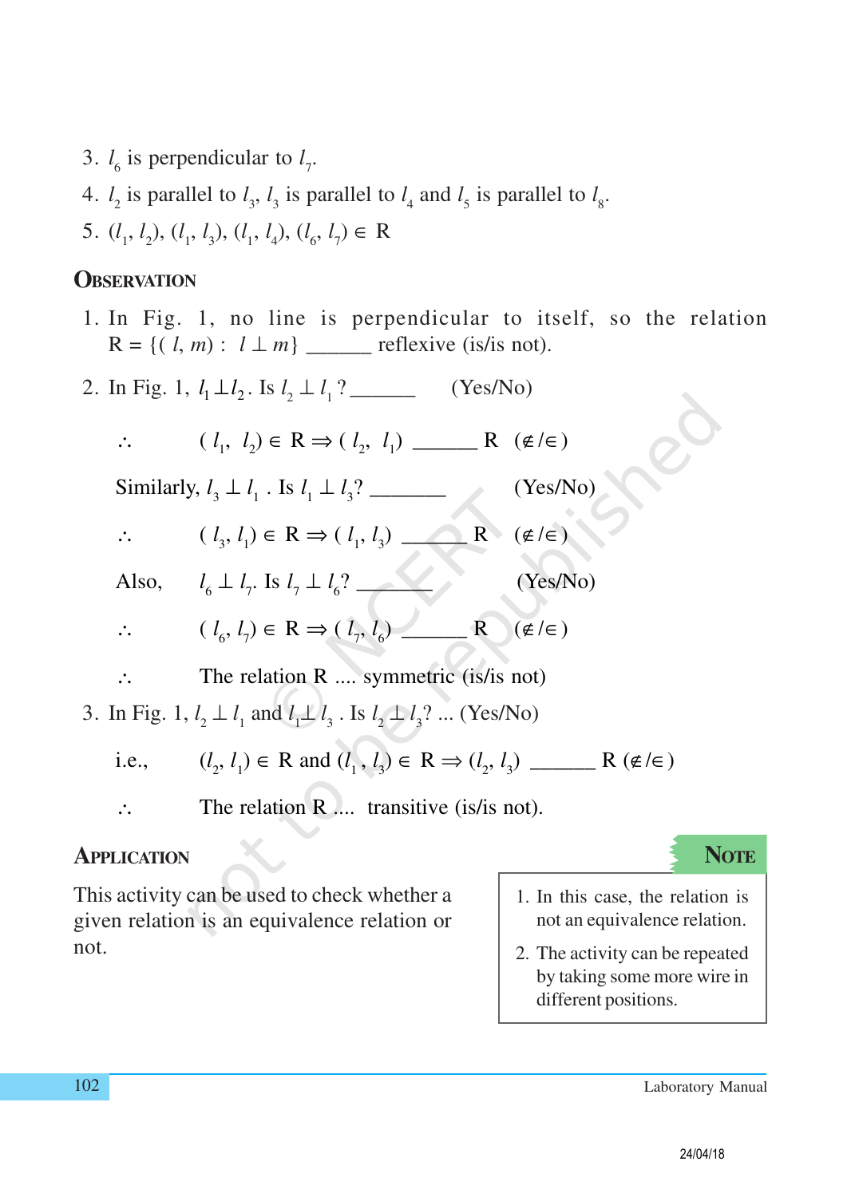3. $l_6$ is perpendicular to $l_7$.
4. $l_2$ is parallel to $l_3$, $l_3$ is parallel to $l_4$ and $l_5$ is parallel to $l_8$.
5. $(l_1, l_2)$, $(l_1, l_3)$, $(l_1, l_4)$, $(l_6, l_7) \in$ R

## Observation

1. In Fig. 1, no line is perpendicular to itself, so the relation R = $\{(l, m) : l \perp m\}$ ______ reflexive (is/is not).

2. In Fig. 1, $l_1 \perp l_2$. Is $l_2 \perp l_1$ ? ______ (Yes/No)

   $\therefore$ $(l_1, l_2) \in$ R $\Rightarrow$ $(l_2, l_1)$ ______ R ($\notin / \in$)

   Similarly, $l_3 \perp l_1$ . Is $l_1 \perp l_3$? ______ (Yes/No)

   $\therefore$ $(l_3, l_1) \in$ R $\Rightarrow$ $(l_1, l_3)$ ______ R ($\notin / \in$)

   Also, $l_6 \perp l_7$. Is $l_7 \perp l_6$? ______ (Yes/No)

   $\therefore$ $(l_6, l_7) \in$ R $\Rightarrow$ $(l_7, l_6)$ ______ R ($\notin / \in$)

   $\therefore$ The relation R .... symmetric (is/is not)

3. In Fig. 1, $l_2 \perp l_1$ and $l_1 \perp l_3$ . Is $l_2 \perp l_3$? ... (Yes/No)

   i.e., $(l_2, l_1) \in$ R and $(l_1, l_3) \in$ R $\Rightarrow$ $(l_2, l_3)$ ______ R ($\notin / \in$)

   $\therefore$ The relation R .... transitive (is/is not).

## Application

This activity can be used to check whether a given relation is an equivalence relation or not.

**Note**

1. In this case, the relation is not an equivalence relation.
2. The activity can be repeated by taking some more wire in different positions.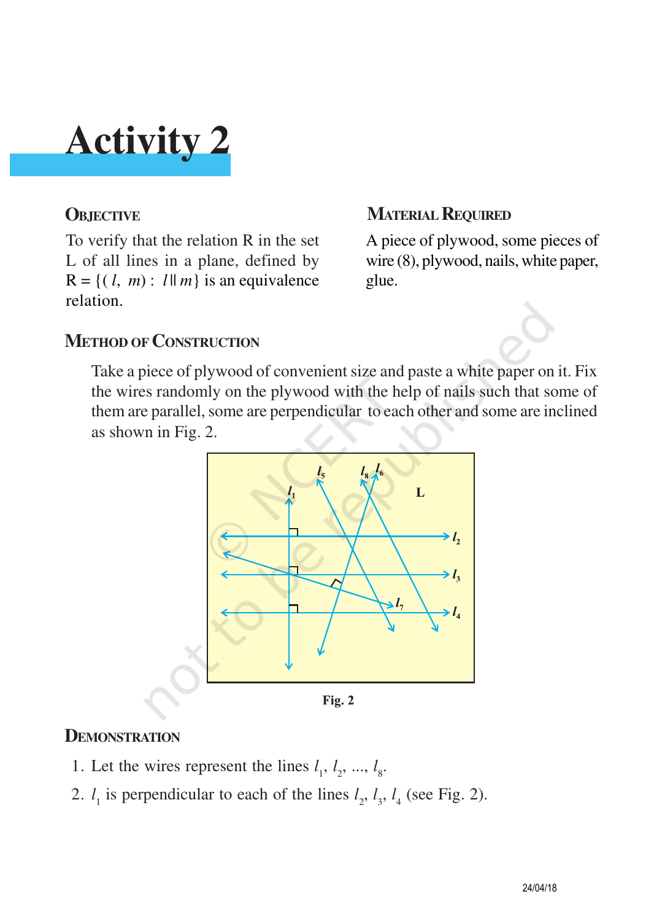# Activity 2

## Objective

To verify that the relation R in the set L of all lines in a plane, defined by R = {( $l$, $m$) : $l \parallel m$} is an equivalence relation.

## Material Required

A piece of plywood, some pieces of wire (8), plywood, nails, white paper, glue.

## Method of Construction

Take a piece of plywood of convenient size and paste a white paper on it. Fix the wires randomly on the plywood with the help of nails such that some of them are parallel, some are perpendicular to each other and some are inclined as shown in Fig. 2.

Fig. 2

## Demonstration

1. Let the wires represent the lines $l_1$, $l_2$, ..., $l_8$.
2. $l_1$ is perpendicular to each of the lines $l_2$, $l_3$, $l_4$ (see Fig. 2).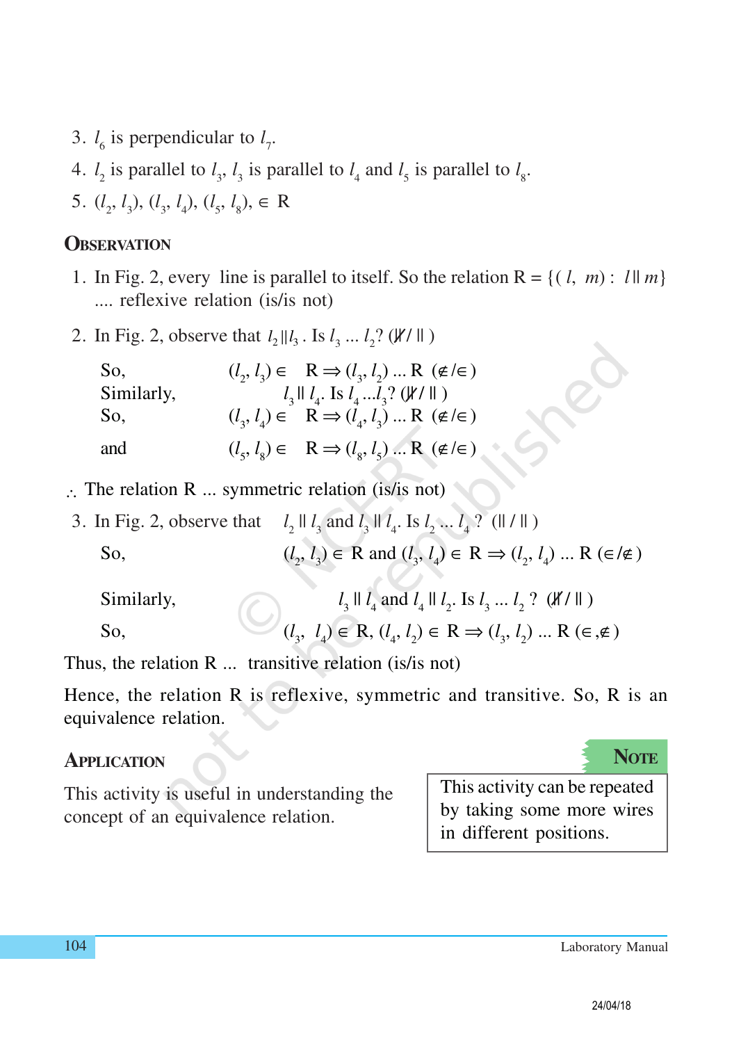3. $l_6$ is perpendicular to $l_7$.
4. $l_2$ is parallel to $l_3$, $l_3$ is parallel to $l_4$ and $l_5$ is parallel to $l_8$.
5. $(l_2, l_3), (l_3, l_4), (l_5, l_8), \in$ R

## Observation

1. In Fig. 2, every line is parallel to itself. So the relation R = $\{(l, m) : l \parallel m\}$ .... reflexive relation (is/is not)

2. In Fig. 2, observe that $l_2 \parallel l_3$. Is $l_3$ ... $l_2$? ($\nparallel / \parallel$)

   So, $(l_2, l_3) \in$ R $\Rightarrow (l_3, l_2)$ ... R ($\notin / \in$)

   Similarly, $l_3 \parallel l_4$. Is $l_4$ ... $l_3$? ($\nparallel / \parallel$)

   So, $(l_3, l_4) \in$ R $\Rightarrow (l_4, l_3)$ ... R ($\notin / \in$)

   and $(l_5, l_8) \in$ R $\Rightarrow (l_8, l_5)$ ... R ($\notin / \in$)

$\therefore$ The relation R ... symmetric relation (is/is not)

3. In Fig. 2, observe that $l_2 \parallel l_3$ and $l_3 \parallel l_4$. Is $l_2$ ... $l_4$ ? ($\parallel / \parallel$)

   So, $(l_2, l_3) \in$ R and $(l_3, l_4) \in$ R $\Rightarrow (l_2, l_4)$ ... R ($\in / \notin$)

   Similarly, $l_3 \parallel l_4$ and $l_4 \parallel l_2$. Is $l_3$ ... $l_2$ ? ($\nparallel / \parallel$)

   So, $(l_3, l_4) \in$ R, $(l_4, l_2) \in$ R $\Rightarrow (l_3, l_2)$ ... R ($\in, \notin$)

Thus, the relation R ... transitive relation (is/is not)

Hence, the relation R is reflexive, symmetric and transitive. So, R is an equivalence relation.

## Application

This activity is useful in understanding the concept of an equivalence relation.

**Note**

This activity can be repeated by taking some more wires in different positions.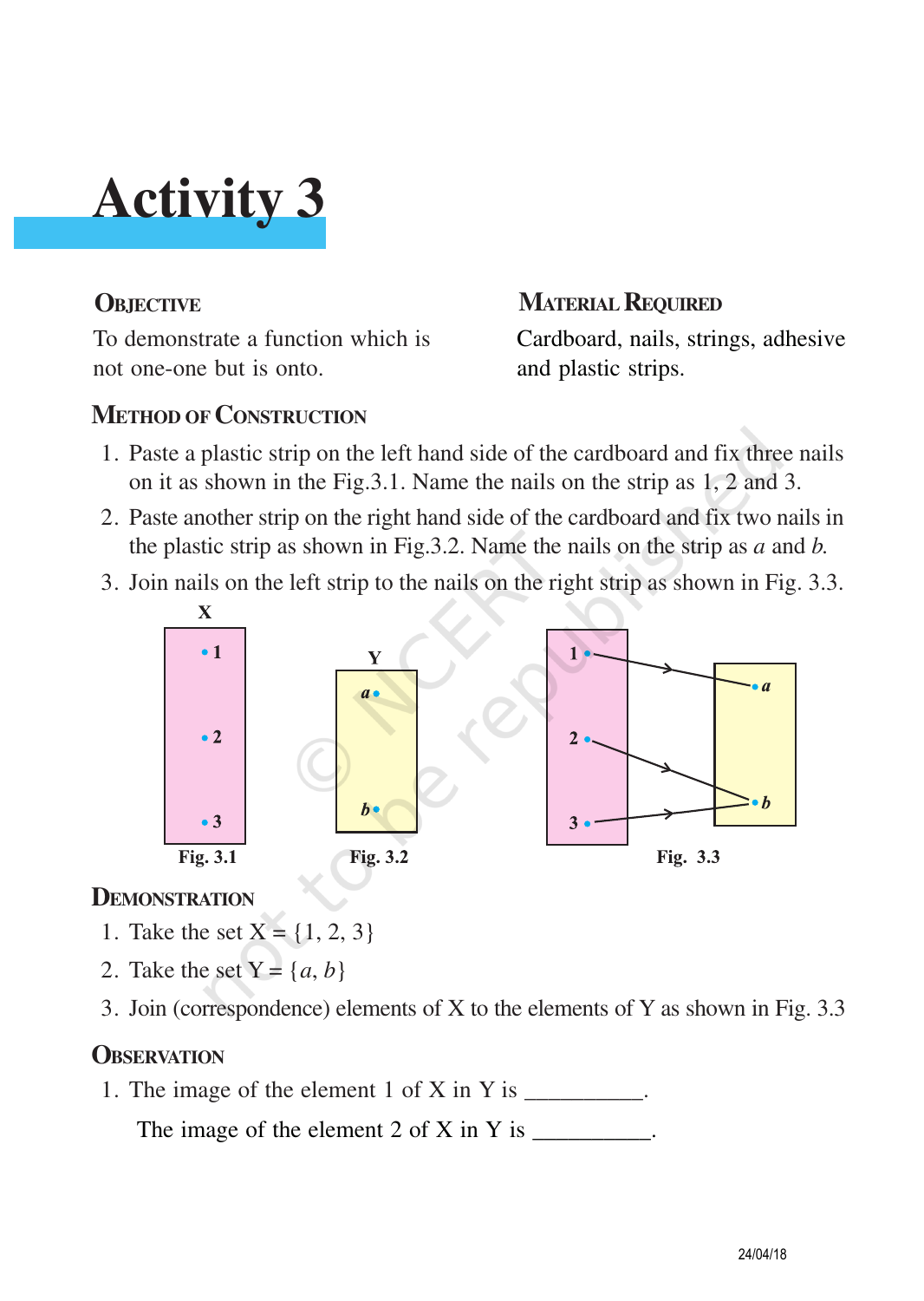# Activity 3

## Objective

To demonstrate a function which is not one-one but is onto.

## Material Required

Cardboard, nails, strings, adhesive and plastic strips.

## Method of Construction

1. Paste a plastic strip on the left hand side of the cardboard and fix three nails on it as shown in the Fig.3.1. Name the nails on the strip as 1, 2 and 3.
2. Paste another strip on the right hand side of the cardboard and fix two nails in the plastic strip as shown in Fig.3.2. Name the nails on the strip as *a* and *b*.
3. Join nails on the left strip to the nails on the right strip as shown in Fig. 3.3.

Fig. 3.1 Fig. 3.2 Fig. 3.3

## Demonstration

1. Take the set X = {1, 2, 3}
2. Take the set Y = {*a*, *b*}
3. Join (correspondence) elements of X to the elements of Y as shown in Fig. 3.3

## Observation

1. The image of the element 1 of X in Y is __________.

   The image of the element 2 of X in Y is __________.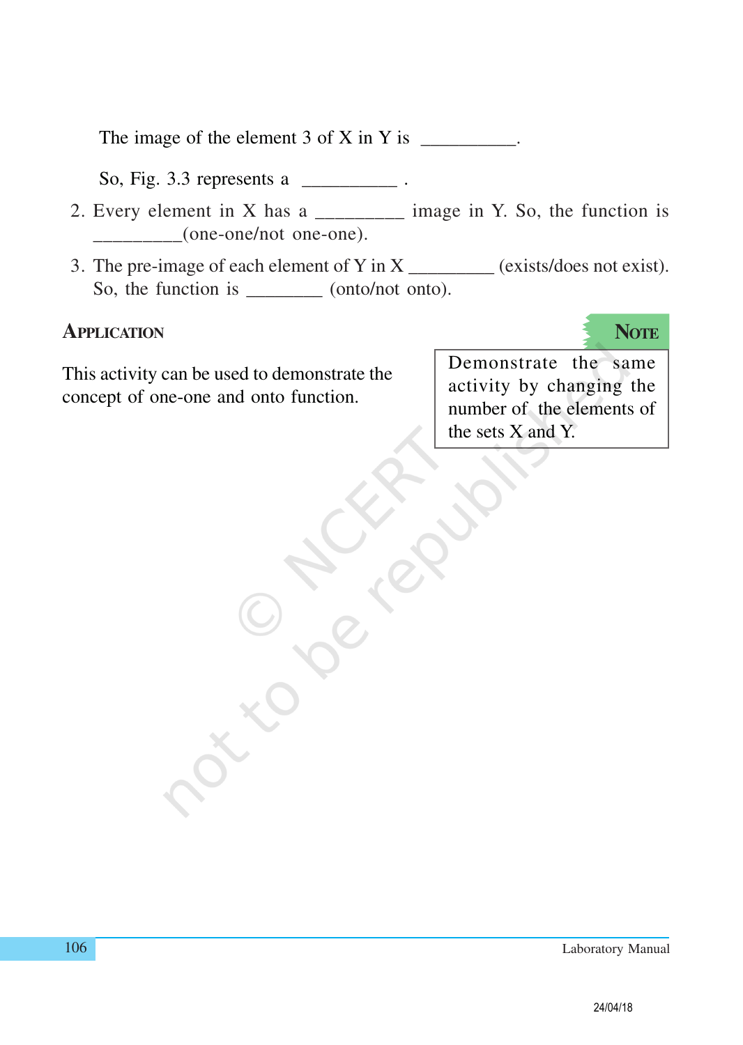The image of the element 3 of X in Y is __________.

So, Fig. 3.3 represents a __________ .

2. Every element in X has a _________ image in Y. So, the function is _________(one-one/not one-one).

3. The pre-image of each element of Y in X _________ (exists/does not exist). So, the function is ________ (onto/not onto).

## Application

This activity can be used to demonstrate the concept of one-one and onto function.

**Note**

Demonstrate the same activity by changing the number of the elements of the sets X and Y.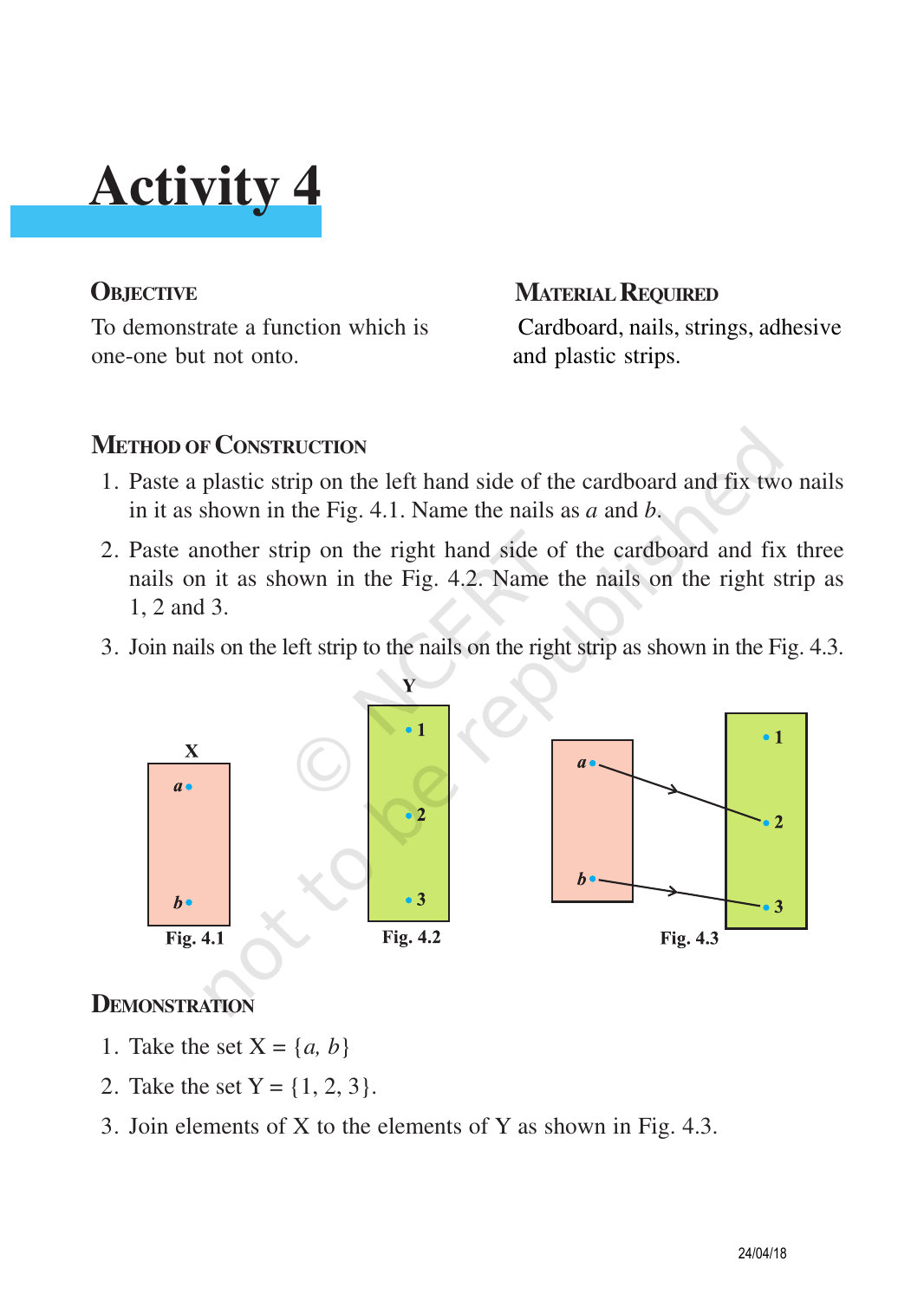# Activity 4

## Objective

To demonstrate a function which is one-one but not onto.

## Material Required

Cardboard, nails, strings, adhesive and plastic strips.

## Method of Construction

1. Paste a plastic strip on the left hand side of the cardboard and fix two nails in it as shown in the Fig. 4.1. Name the nails as $a$ and $b$.
2. Paste another strip on the right hand side of the cardboard and fix three nails on it as shown in the Fig. 4.2. Name the nails on the right strip as 1, 2 and 3.
3. Join nails on the left strip to the nails on the right strip as shown in the Fig. 4.3.

Fig. 4.1 Fig. 4.2 Fig. 4.3

## Demonstration

1. Take the set X = $\{a, b\}$
2. Take the set Y = $\{1, 2, 3\}$.
3. Join elements of X to the elements of Y as shown in Fig. 4.3.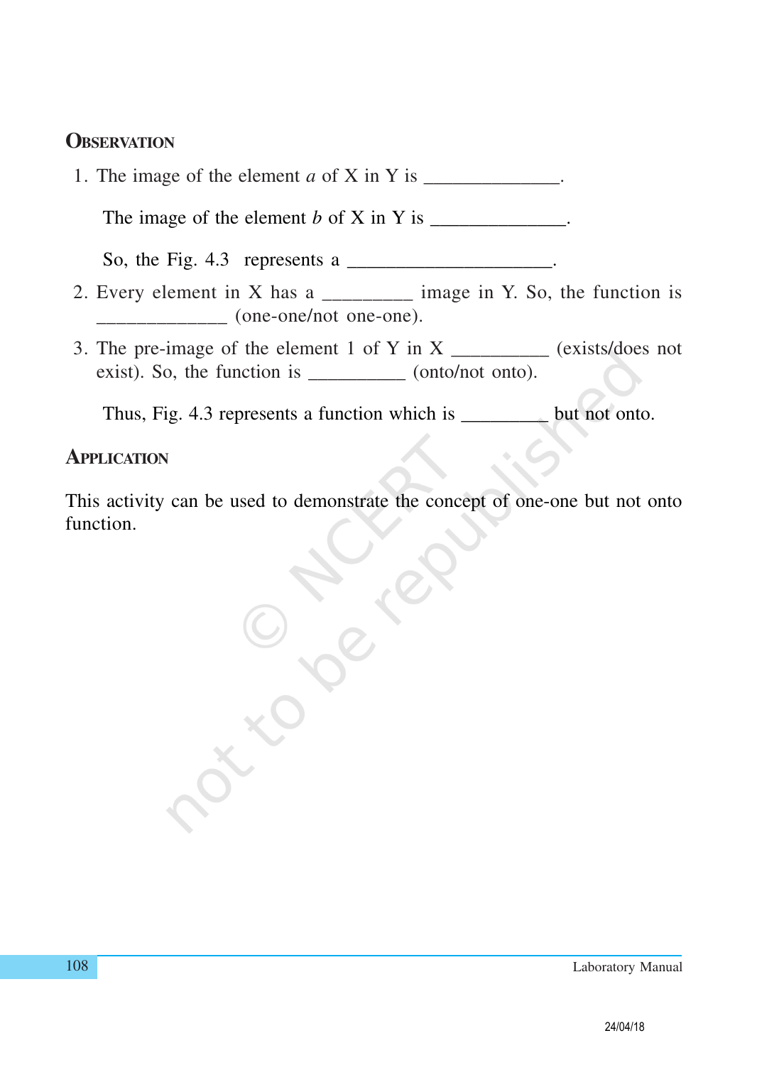## Observation

1. The image of the element $a$ of X in Y is ______________.

   The image of the element $b$ of X in Y is ______________.

   So, the Fig. 4.3 represents a ____________________.

2. Every element in X has a _________ image in Y. So, the function is _____________ (one-one/not one-one).

3. The pre-image of the element 1 of Y in X __________ (exists/does not exist). So, the function is __________ (onto/not onto).

   Thus, Fig. 4.3 represents a function which is _________ but not onto.

## Application

This activity can be used to demonstrate the concept of one-one but not onto function.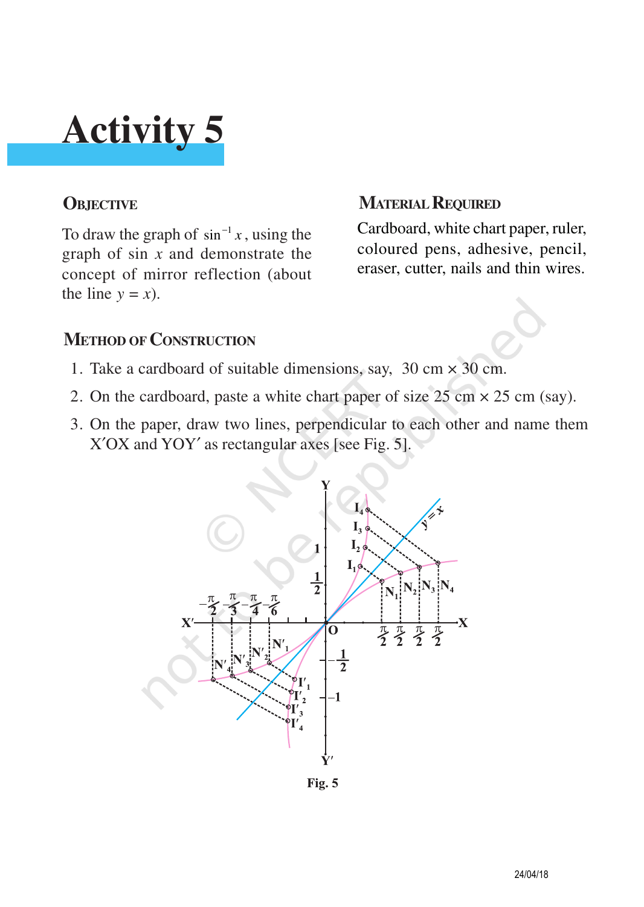# Activity 5

## Objective

To draw the graph of $\sin^{-1} x$, using the graph of sin $x$ and demonstrate the concept of mirror reflection (about the line $y = x$).

## Material Required

Cardboard, white chart paper, ruler, coloured pens, adhesive, pencil, eraser, cutter, nails and thin wires.

## Method of Construction

1. Take a cardboard of suitable dimensions, say, 30 cm × 30 cm.
2. On the cardboard, paste a white chart paper of size 25 cm × 25 cm (say).
3. On the paper, draw two lines, perpendicular to each other and name them X′OX and YOY′ as rectangular axes [see Fig. 5].

Fig. 5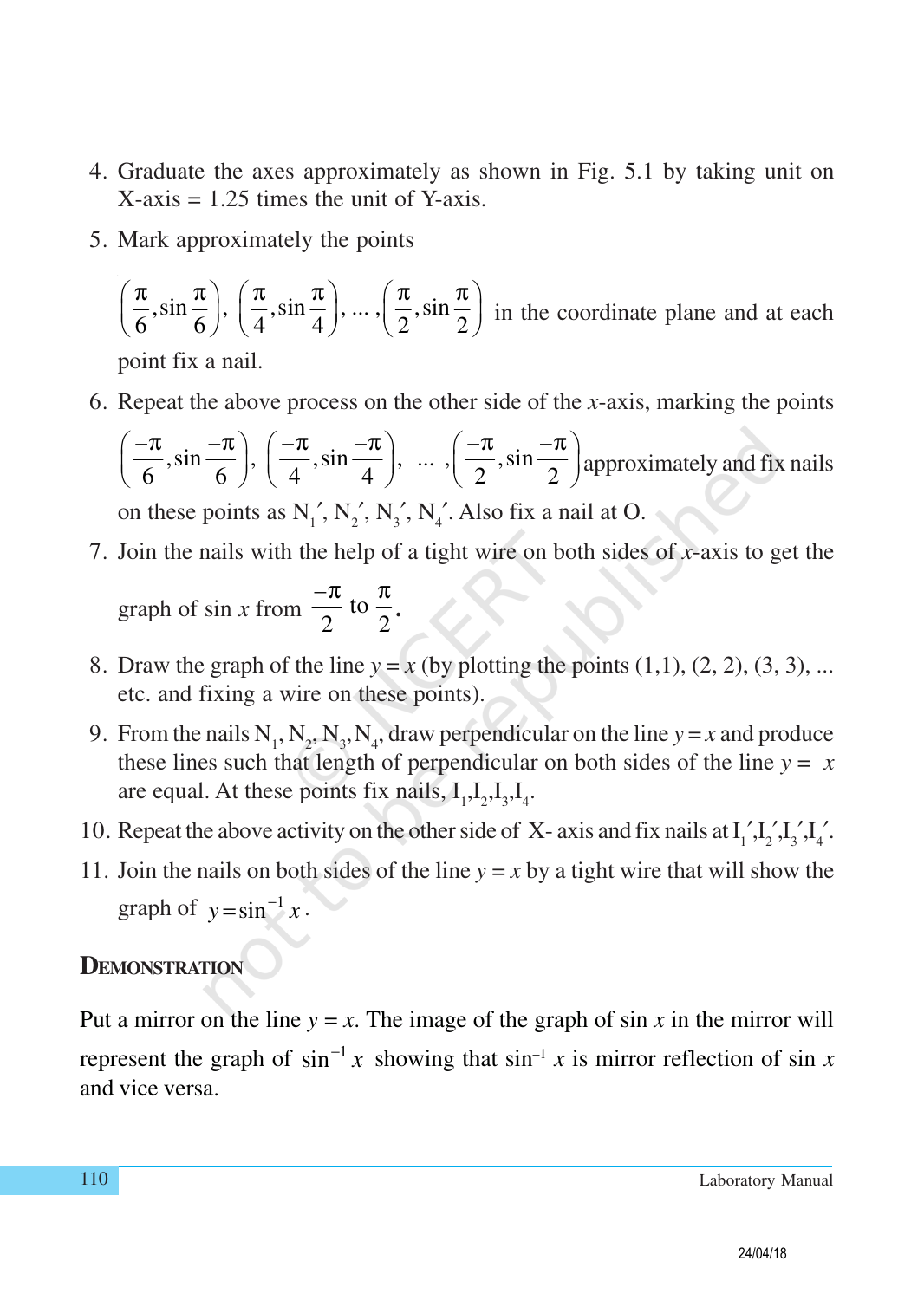4. Graduate the axes approximately as shown in Fig. 5.1 by taking unit on X-axis = 1.25 times the unit of Y-axis.

5. Mark approximately the points

   $\left(\frac{\pi}{6}, \sin\frac{\pi}{6}\right)$, $\left(\frac{\pi}{4}, \sin\frac{\pi}{4}\right)$, ... , $\left(\frac{\pi}{2}, \sin\frac{\pi}{2}\right)$ in the coordinate plane and at each point fix a nail.

6. Repeat the above process on the other side of the $x$-axis, marking the points $\left(\frac{-\pi}{6}, \sin\frac{-\pi}{6}\right)$, $\left(\frac{-\pi}{4}, \sin\frac{-\pi}{4}\right)$, ... , $\left(\frac{-\pi}{2}, \sin\frac{-\pi}{2}\right)$ approximately and fix nails on these points as $N_1'$, $N_2'$, $N_3'$, $N_4'$. Also fix a nail at O.

7. Join the nails with the help of a tight wire on both sides of $x$-axis to get the graph of $\sin x$ from $\frac{-\pi}{2}$ to $\frac{\pi}{2}$.

8. Draw the graph of the line $y = x$ (by plotting the points (1,1), (2, 2), (3, 3), ... etc. and fixing a wire on these points).

9. From the nails $N_1$, $N_2$, $N_3$, $N_4$, draw perpendicular on the line $y = x$ and produce these lines such that length of perpendicular on both sides of the line $y = x$ are equal. At these points fix nails, $I_1$, $I_2$, $I_3$, $I_4$.

10. Repeat the above activity on the other side of X- axis and fix nails at $I_1'$, $I_2'$, $I_3'$, $I_4'$.

11. Join the nails on both sides of the line $y = x$ by a tight wire that will show the graph of $y = \sin^{-1} x$.

## DEMONSTRATION

Put a mirror on the line $y = x$. The image of the graph of $\sin x$ in the mirror will represent the graph of $\sin^{-1} x$ showing that $\sin^{-1} x$ is mirror reflection of $\sin x$ and vice versa.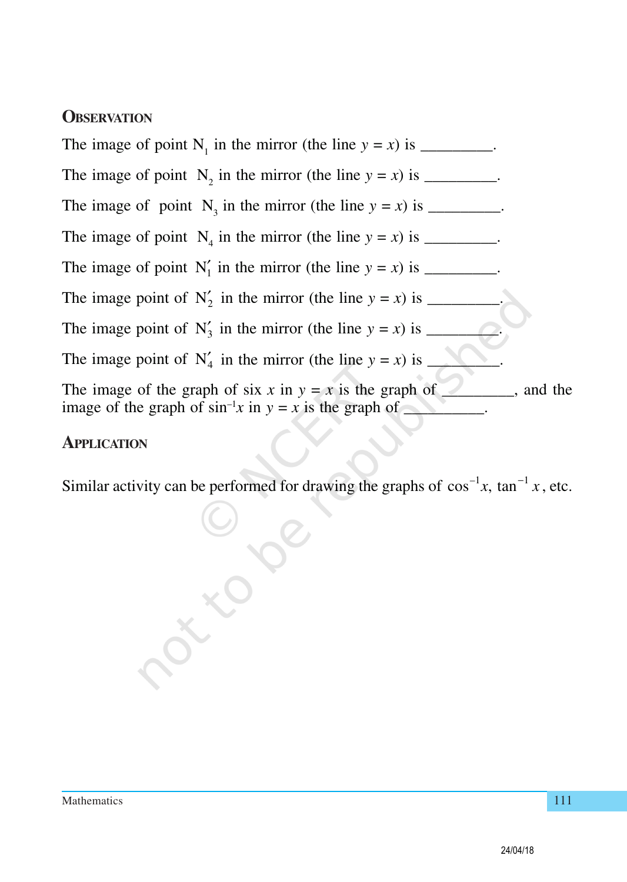## Observation

The image of point $N_1$ in the mirror (the line $y = x$) is \_\_\_\_\_\_\_\_\_.

The image of point $N_2$ in the mirror (the line $y = x$) is \_\_\_\_\_\_\_\_\_.

The image of point $N_3$ in the mirror (the line $y = x$) is \_\_\_\_\_\_\_\_\_.

The image of point $N_4$ in the mirror (the line $y = x$) is \_\_\_\_\_\_\_\_\_.

The image of point $N_1'$ in the mirror (the line $y = x$) is \_\_\_\_\_\_\_\_\_.

The image point of $N_2'$ in the mirror (the line $y = x$) is \_\_\_\_\_\_\_\_\_.

The image point of $N_3'$ in the mirror (the line $y = x$) is \_\_\_\_\_\_\_\_\_.

The image point of $N_4'$ in the mirror (the line $y = x$) is \_\_\_\_\_\_\_\_\_.

The image of the graph of six $x$ in $y = x$ is the graph of \_\_\_\_\_\_\_\_\_, and the image of the graph of $\sin^{-1}x$ in $y = x$ is the graph of \_\_\_\_\_\_\_\_\_\_.

## Application

Similar activity can be performed for drawing the graphs of $\cos^{-1}x$, $\tan^{-1}x$, etc.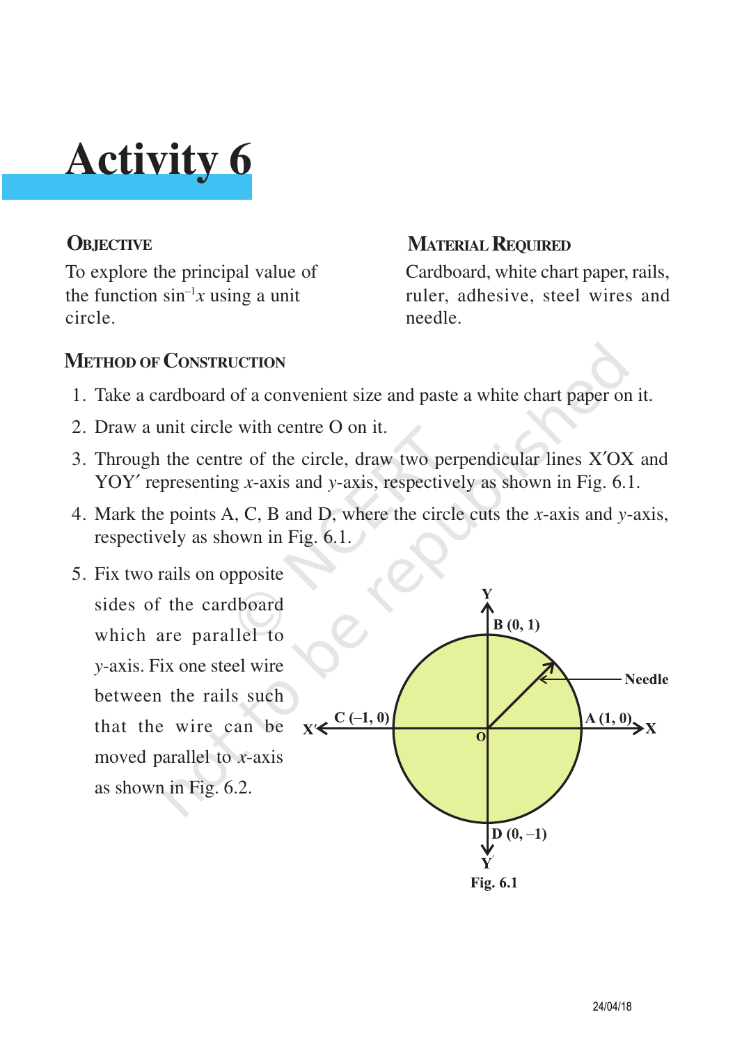# Activity 6

## OBJECTIVE

To explore the principal value of the function $\sin^{-1}x$ using a unit circle.

## MATERIAL REQUIRED

Cardboard, white chart paper, rails, ruler, adhesive, steel wires and needle.

## METHOD OF CONSTRUCTION

1. Take a cardboard of a convenient size and paste a white chart paper on it.
2. Draw a unit circle with centre O on it.
3. Through the centre of the circle, draw two perpendicular lines X′OX and YOY′ representing $x$-axis and $y$-axis, respectively as shown in Fig. 6.1.
4. Mark the points A, C, B and D, where the circle cuts the $x$-axis and $y$-axis, respectively as shown in Fig. 6.1.
5. Fix two rails on opposite sides of the cardboard which are parallel to $y$-axis. Fix one steel wire between the rails such that the wire can be moved parallel to $x$-axis as shown in Fig. 6.2.

Fig. 6.1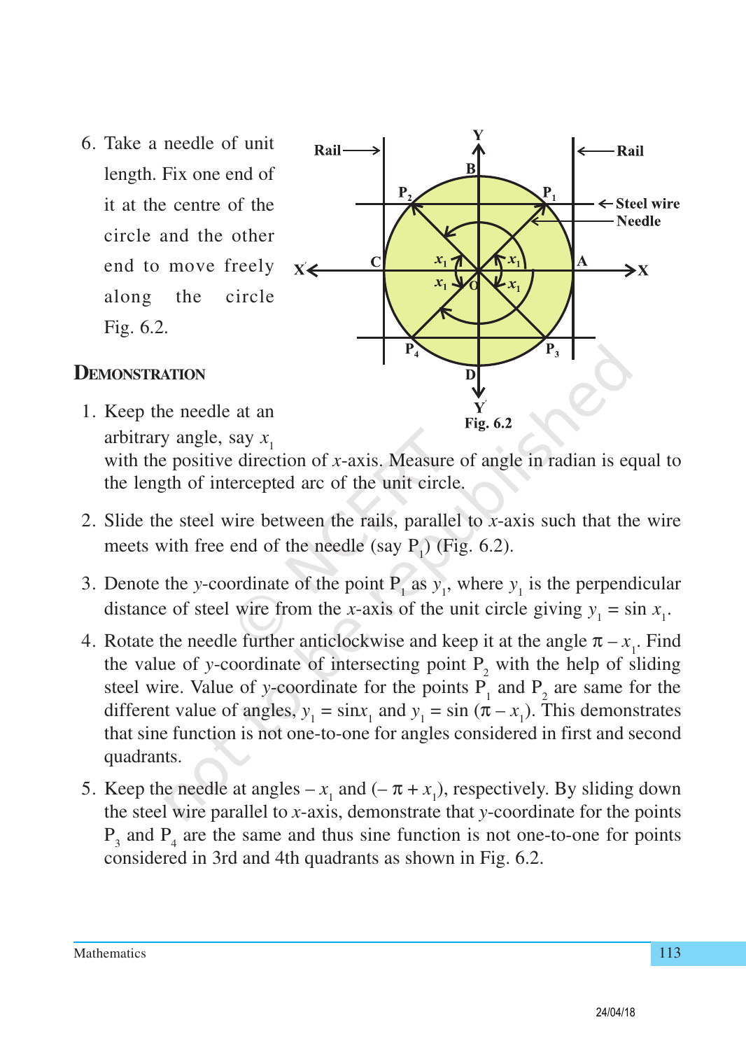6. Take a needle of unit length. Fix one end of it at the centre of the circle and the other end to move freely along the circle Fig. 6.2.

Fig. 6.2

## DEMONSTRATION

1. Keep the needle at an arbitrary angle, say $x_1$ with the positive direction of $x$-axis. Measure of angle in radian is equal to the length of intercepted arc of the unit circle.

2. Slide the steel wire between the rails, parallel to $x$-axis such that the wire meets with free end of the needle (say $P_1$) (Fig. 6.2).

3. Denote the $y$-coordinate of the point $P_1$ as $y_1$, where $y_1$ is the perpendicular distance of steel wire from the $x$-axis of the unit circle giving $y_1 = \sin x_1$.

4. Rotate the needle further anticlockwise and keep it at the angle $\pi - x_1$. Find the value of $y$-coordinate of intersecting point $P_2$ with the help of sliding steel wire. Value of $y$-coordinate for the points $P_1$ and $P_2$ are same for the different value of angles, $y_1 = \sin x_1$ and $y_1 = \sin (\pi - x_1)$. This demonstrates that sine function is not one-to-one for angles considered in first and second quadrants.

5. Keep the needle at angles $-x_1$ and $(-\pi + x_1)$, respectively. By sliding down the steel wire parallel to $x$-axis, demonstrate that $y$-coordinate for the points $P_3$ and $P_4$ are the same and thus sine function is not one-to-one for points considered in 3rd and 4th quadrants as shown in Fig. 6.2.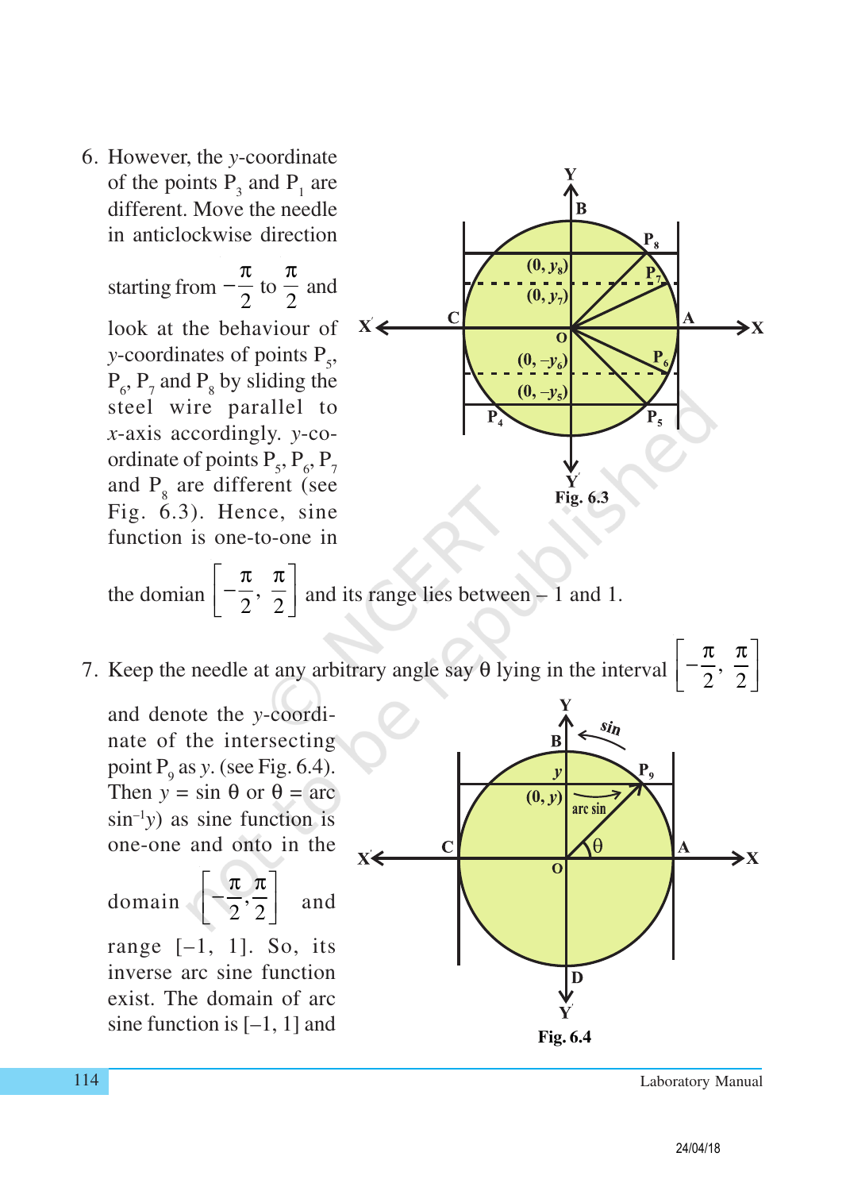6. However, the $y$-coordinate of the points $P_3$ and $P_1$ are different. Move the needle in anticlockwise direction starting from $-\frac{\pi}{2}$ to $\frac{\pi}{2}$ and look at the behaviour of $y$-coordinates of points $P_5$, $P_6$, $P_7$ and $P_8$ by sliding the steel wire parallel to $x$-axis accordingly. $y$-coordinate of points $P_5$, $P_6$, $P_7$ and $P_8$ are different (see Fig. 6.3). Hence, sine function is one-to-one in the domian $\left[-\frac{\pi}{2}, \frac{\pi}{2}\right]$ and its range lies between – 1 and 1.

Fig. 6.3

7. Keep the needle at any arbitrary angle say θ lying in the interval $\left[-\frac{\pi}{2}, \frac{\pi}{2}\right]$ and denote the $y$-coordinate of the intersecting point $P_9$ as $y$. (see Fig. 6.4). Then $y = \sin\theta$ or $\theta = \text{arc}\sin^{-1}y$) as sine function is one-one and onto in the domain $\left[-\frac{\pi}{2}, \frac{\pi}{2}\right]$ and range [–1, 1]. So, its inverse arc sine function exist. The domain of arc sine function is [–1, 1] and

Fig. 6.4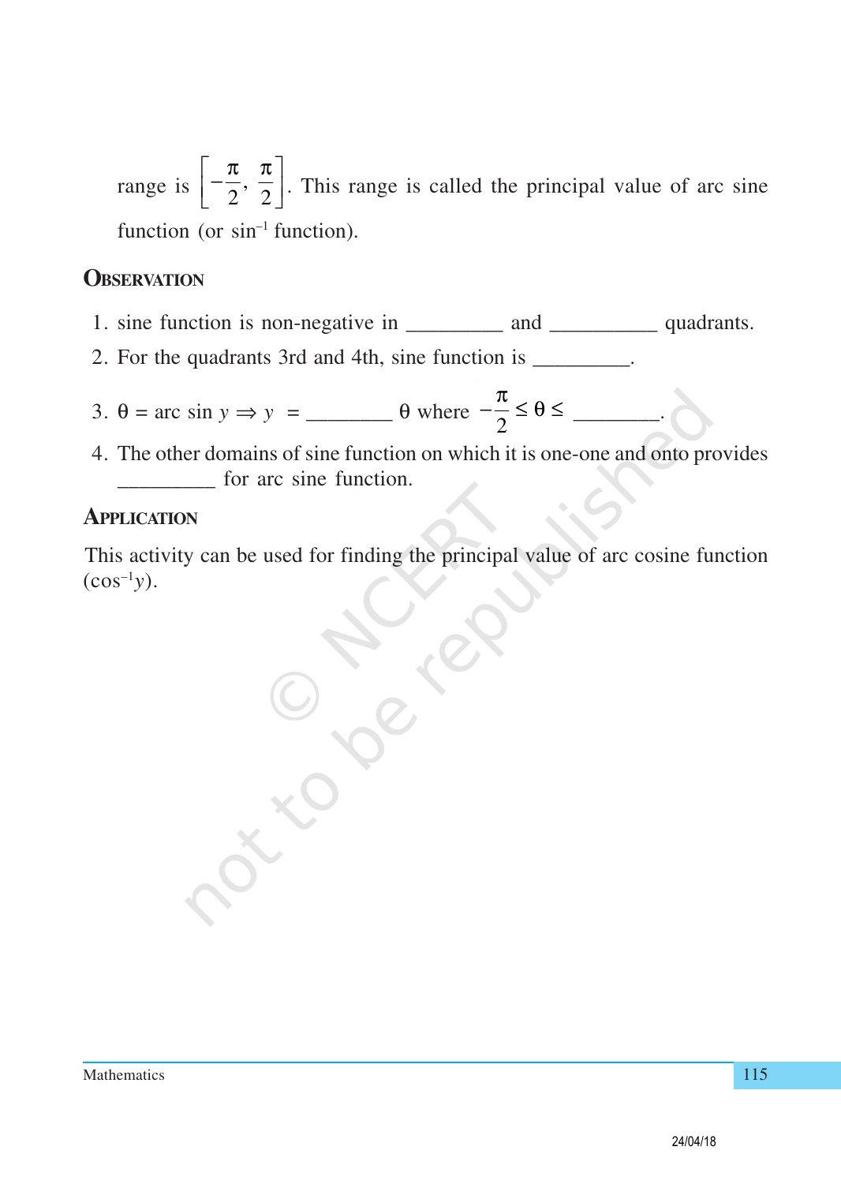range is $\left[-\frac{\pi}{2}, \frac{\pi}{2}\right]$. This range is called the principal value of arc sine function (or $\sin^{-1}$ function).

## Observation

1. sine function is non-negative in _________ and __________ quadrants.
2. For the quadrants 3rd and 4th, sine function is _________.
3. $\theta$ = arc sin $y \Rightarrow y$ = ________ $\theta$ where $-\frac{\pi}{2} \leq \theta \leq$ ________.
4. The other domains of sine function on which it is one-one and onto provides _________ for arc sine function.

## Application

This activity can be used for finding the principal value of arc cosine function ($\cos^{-1}y$).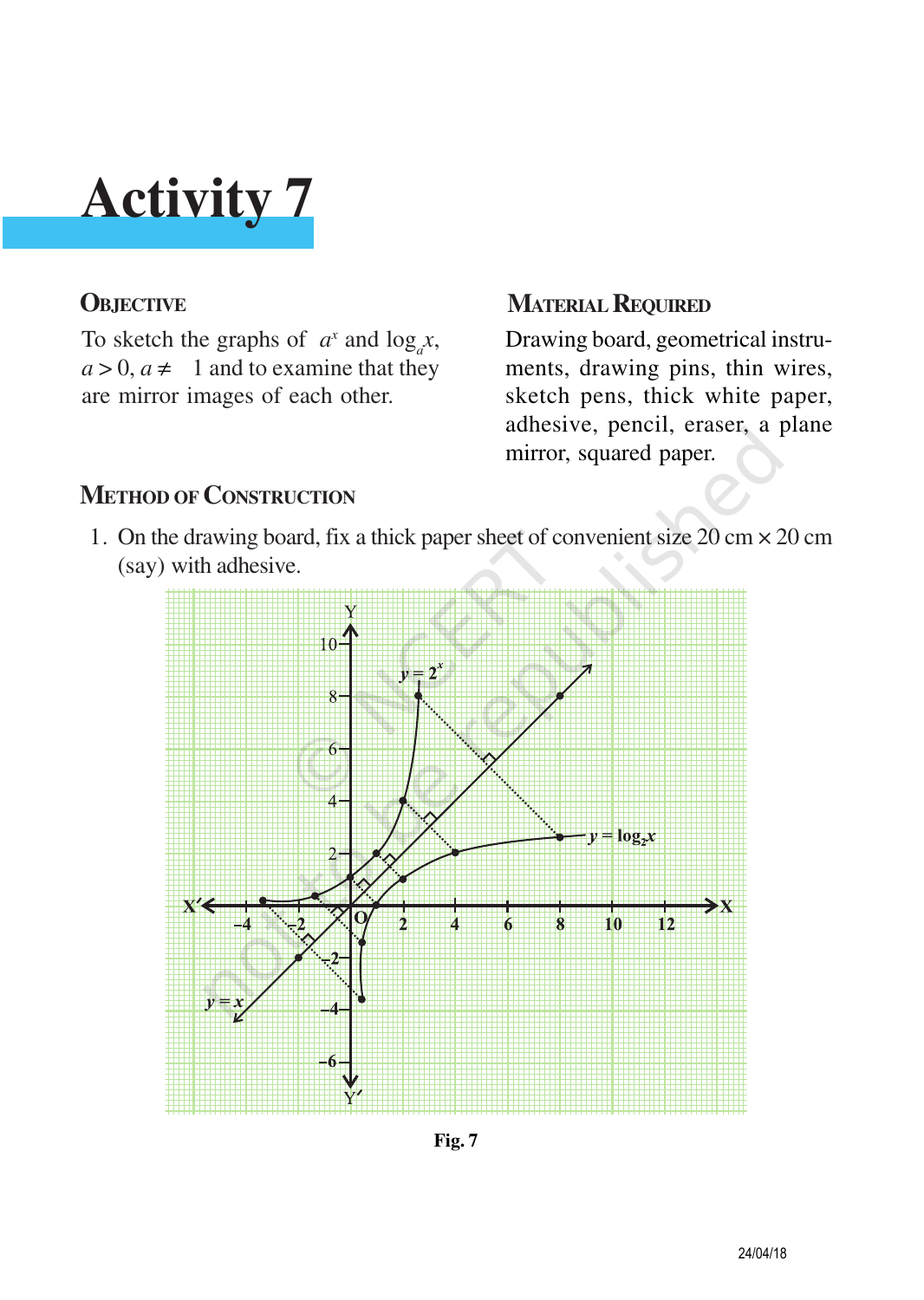# Activity 7

## Objective

To sketch the graphs of $a^x$ and $\log_a x$, $a > 0, a \neq 1$ and to examine that they are mirror images of each other.

## Material Required

Drawing board, geometrical instruments, drawing pins, thin wires, sketch pens, thick white paper, adhesive, pencil, eraser, a plane mirror, squared paper.

## Method of Construction

1. On the drawing board, fix a thick paper sheet of convenient size 20 cm × 20 cm (say) with adhesive.

Fig. 7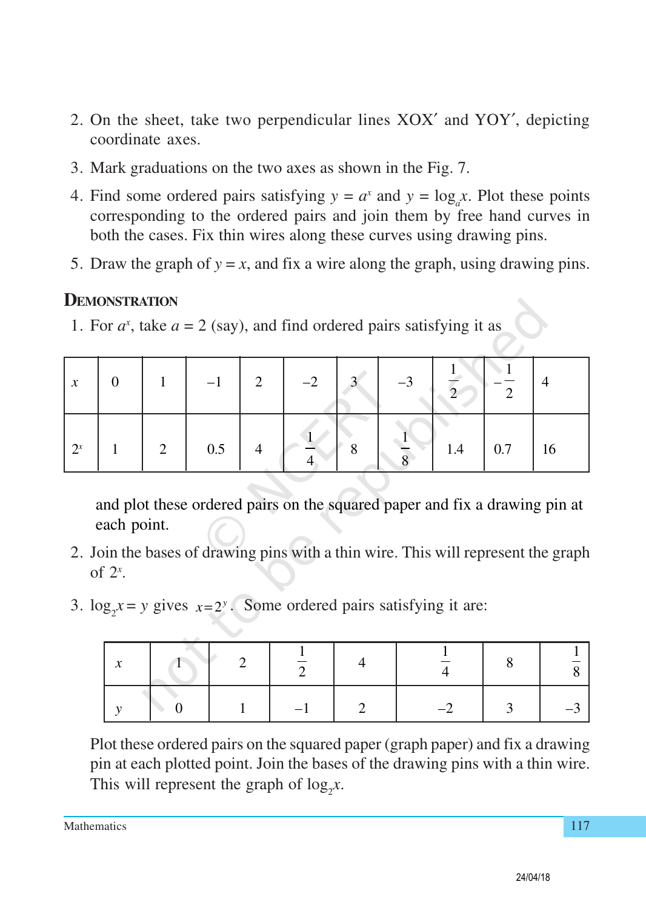2. On the sheet, take two perpendicular lines XOX′ and YOY′, depicting coordinate axes.
3. Mark graduations on the two axes as shown in the Fig. 7.
4. Find some ordered pairs satisfying $y = a^x$ and $y = \log_a x$. Plot these points corresponding to the ordered pairs and join them by free hand curves in both the cases. Fix thin wires along these curves using drawing pins.
5. Draw the graph of $y = x$, and fix a wire along the graph, using drawing pins.

## Demonstration

1. For $a^x$, take $a = 2$ (say), and find ordered pairs satisfying it as

| $x$ | 0 | 1 | –1 | 2 | –2 | 3 | –3 | $\frac{1}{2}$ | $-\frac{1}{2}$ | 4 |
|---|---|---|---|---|---|---|---|---|---|---|
| $2^x$ | 1 | 2 | 0.5 | 4 | $\frac{1}{4}$ | 8 | $\frac{1}{8}$ | 1.4 | 0.7 | 16 |

and plot these ordered pairs on the squared paper and fix a drawing pin at each point.

2. Join the bases of drawing pins with a thin wire. This will represent the graph of $2^x$.
3. $\log_2 x = y$ gives $x = 2^y$. Some ordered pairs satisfying it are:

| $x$ | 1 | 2 | $\frac{1}{2}$ | 4 | $\frac{1}{4}$ | 8 | $\frac{1}{8}$ |
|---|---|---|---|---|---|---|---|
| $y$ | 0 | 1 | –1 | 2 | –2 | 3 | –3 |

Plot these ordered pairs on the squared paper (graph paper) and fix a drawing pin at each plotted point. Join the bases of the drawing pins with a thin wire. This will represent the graph of $\log_2 x$.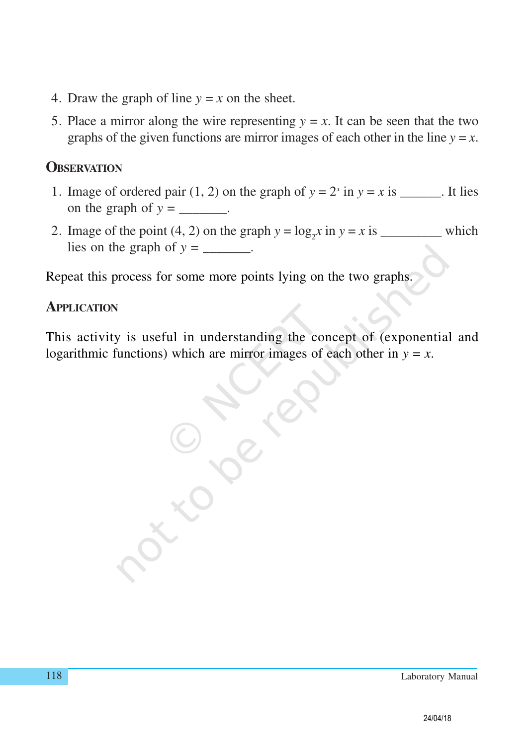4. Draw the graph of line $y = x$ on the sheet.
5. Place a mirror along the wire representing $y = x$. It can be seen that the two graphs of the given functions are mirror images of each other in the line $y = x$.

## Observation

1. Image of ordered pair (1, 2) on the graph of $y = 2^x$ in $y = x$ is ______. It lies on the graph of $y =$ _______.
2. Image of the point (4, 2) on the graph $y = \log_2 x$ in $y = x$ is _________ which lies on the graph of $y =$ _______.

Repeat this process for some more points lying on the two graphs.

## Application

This activity is useful in understanding the concept of (exponential and logarithmic functions) which are mirror images of each other in $y = x$.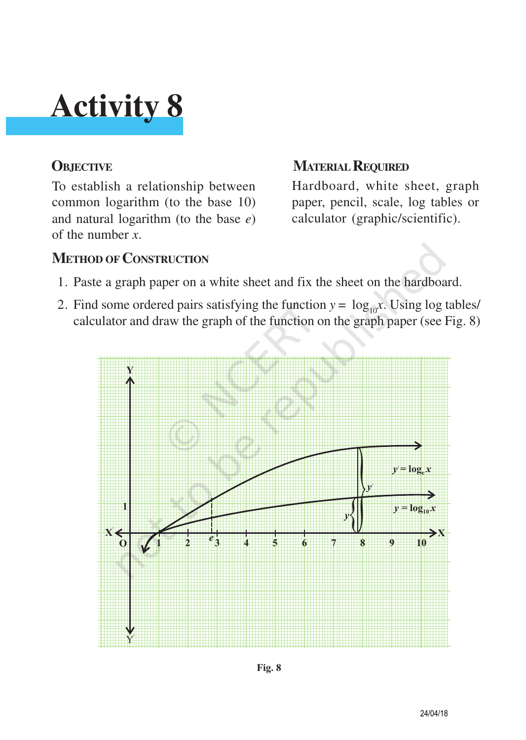# Activity 8

## OBJECTIVE

To establish a relationship between common logarithm (to the base 10) and natural logarithm (to the base $e$) of the number $x$.

## MATERIAL REQUIRED

Hardboard, white sheet, graph paper, pencil, scale, log tables or calculator (graphic/scientific).

## METHOD OF CONSTRUCTION

1. Paste a graph paper on a white sheet and fix the sheet on the hardboard.
2. Find some ordered pairs satisfying the function $y = \log_{10} x$. Using log tables/ calculator and draw the graph of the function on the graph paper (see Fig. 8)

Fig. 8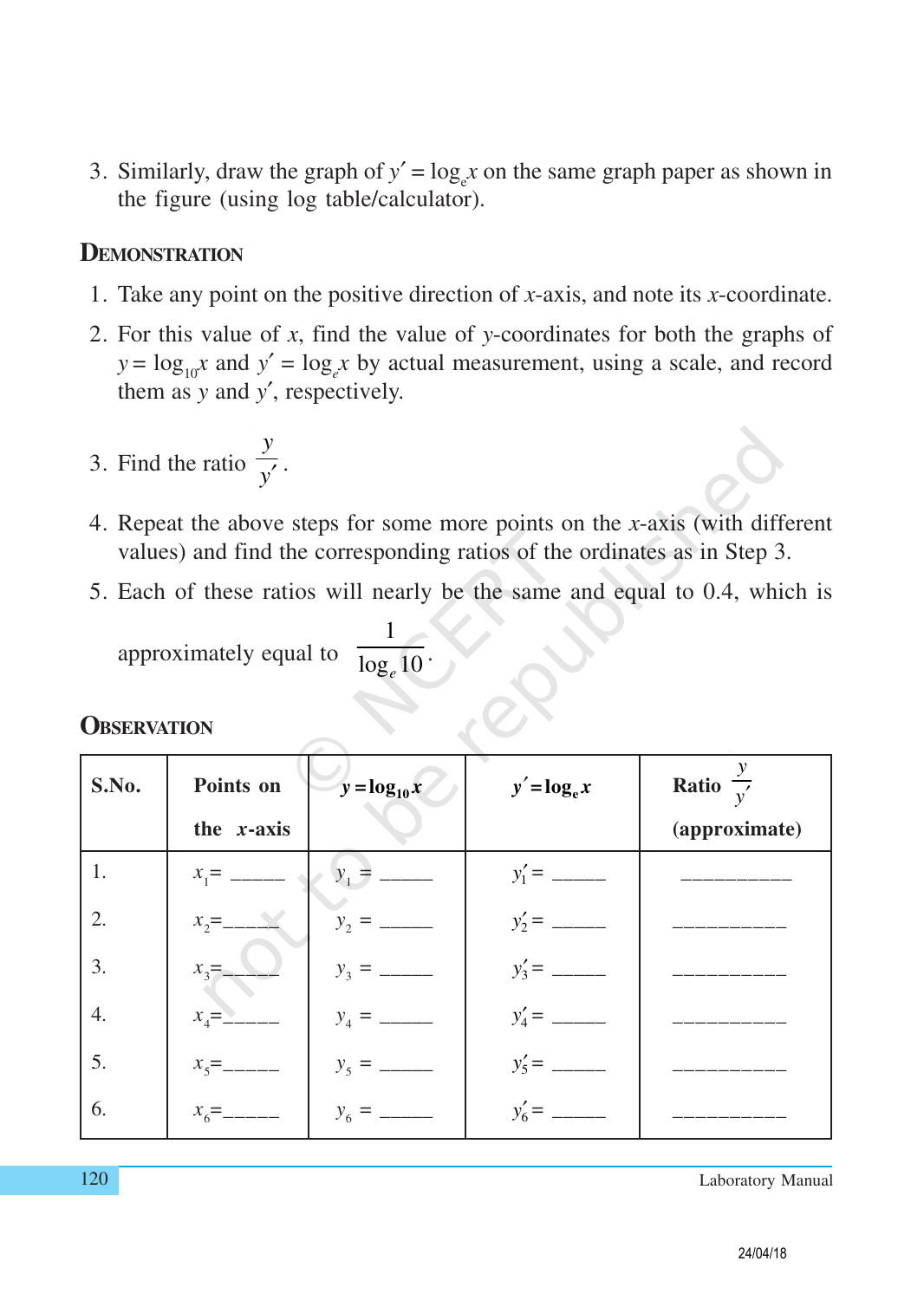3. Similarly, draw the graph of $y' = \log_e x$ on the same graph paper as shown in the figure (using log table/calculator).

## Demonstration

1. Take any point on the positive direction of $x$-axis, and note its $x$-coordinate.
2. For this value of $x$, find the value of $y$-coordinates for both the graphs of $y = \log_{10} x$ and $y' = \log_e x$ by actual measurement, using a scale, and record them as $y$ and $y'$, respectively.
3. Find the ratio $\frac{y}{y'}$.
4. Repeat the above steps for some more points on the $x$-axis (with different values) and find the corresponding ratios of the ordinates as in Step 3.
5. Each of these ratios will nearly be the same and equal to 0.4, which is approximately equal to $\frac{1}{\log_e 10}$.

## Observation

| S.No. | Points on the $x$-axis | $y = \log_{10} x$ | $y' = \log_e x$ | Ratio $\frac{y}{y'}$ (approximate) |
|---|---|---|---|---|
| 1. | $x_1$= _____ | $y_1$ = _____ | $y'_1$ = _____ | __________ |
| 2. | $x_2$= _____ | $y_2$ = _____ | $y'_2$ = _____ | __________ |
| 3. | $x_3$= _____ | $y_3$ = _____ | $y'_3$ = _____ | __________ |
| 4. | $x_4$= _____ | $y_4$ = _____ | $y'_4$ = _____ | __________ |
| 5. | $x_5$= _____ | $y_5$ = _____ | $y'_5$ = _____ | __________ |
| 6. | $x_6$= _____ | $y_6$ = _____ | $y'_6$ = _____ | __________ |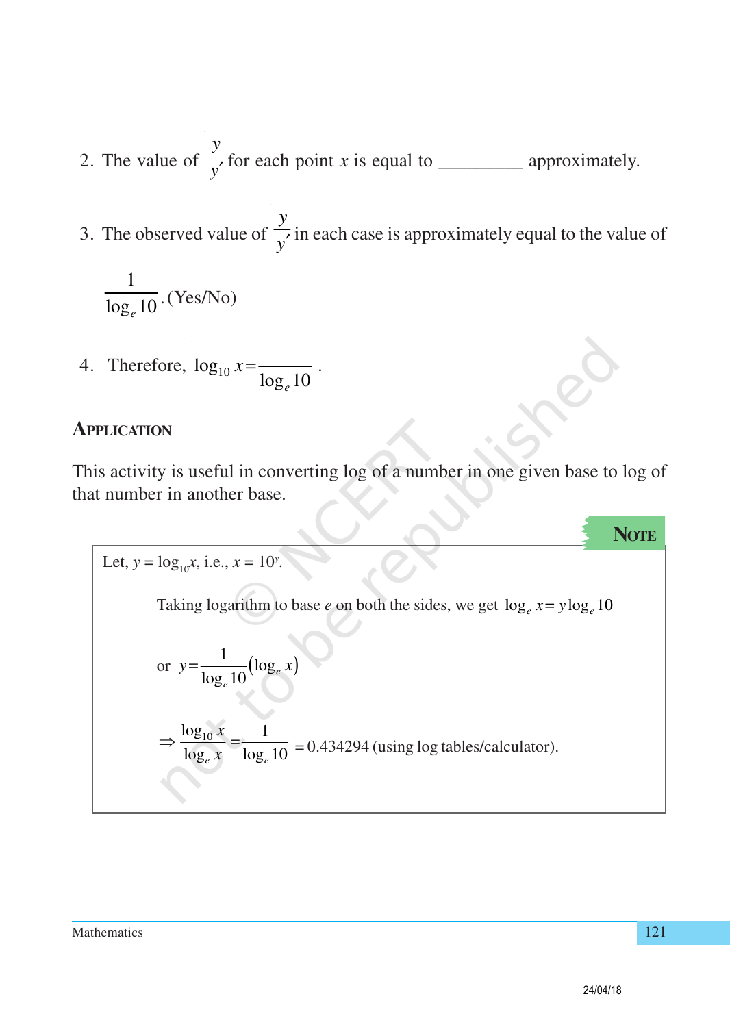2. The value of $\frac{y}{y'}$ for each point $x$ is equal to __________ approximately.

3. The observed value of $\frac{y}{y'}$ in each case is approximately equal to the value of $\frac{1}{\log_e 10}$. (Yes/No)

4. Therefore, $\log_{10} x = \frac{\_\_\_\_\_\_}{\log_e 10}$.

## Application

This activity is useful in converting log of a number in one given base to log of that number in another base.

**Note**

Let, $y = \log_{10} x$, i.e., $x = 10^y$.

Taking logarithm to base $e$ on both the sides, we get $\log_e x = y \log_e 10$

or $y = \frac{1}{\log_e 10} (\log_e x)$

$\Rightarrow \frac{\log_{10} x}{\log_e x} = \frac{1}{\log_e 10} = 0.434294$ (using log tables/calculator).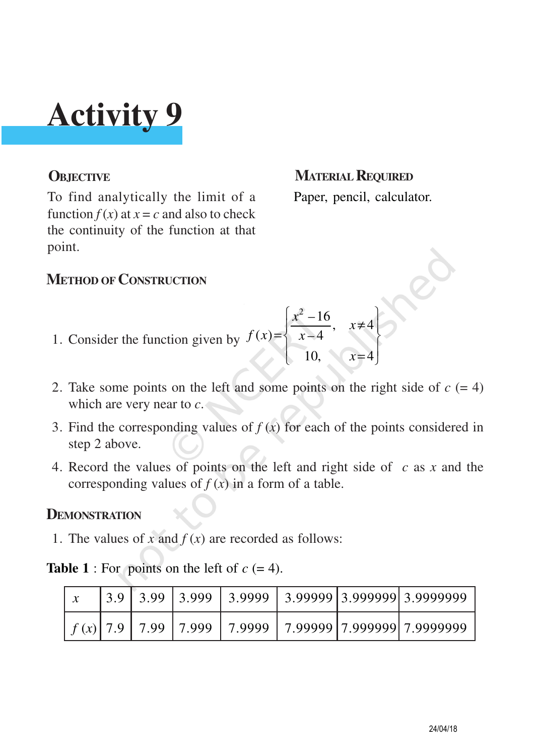# Activity 9

## Objective

To find analytically the limit of a function $f(x)$ at $x = c$ and also to check the continuity of the function at that point.

## Material Required

Paper, pencil, calculator.

## Method of Construction

1. Consider the function given by $f(x) = \begin{cases} \dfrac{x^2 - 16}{x - 4}, & x \neq 4 \\ 10, & x = 4 \end{cases}$

2. Take some points on the left and some points on the right side of $c$ (= 4) which are very near to $c$.

3. Find the corresponding values of $f(x)$ for each of the points considered in step 2 above.

4. Record the values of points on the left and right side of $c$ as $x$ and the corresponding values of $f(x)$ in a form of a table.

## Demonstration

1. The values of $x$ and $f(x)$ are recorded as follows:

**Table 1** : For points on the left of $c$ (= 4).

| $x$ | 3.9 | 3.99 | 3.999 | 3.9999 | 3.99999 | 3.999999 | 3.9999999 |
|---|---|---|---|---|---|---|---|
| $f(x)$ | 7.9 | 7.99 | 7.999 | 7.9999 | 7.99999 | 7.999999 | 7.9999999 |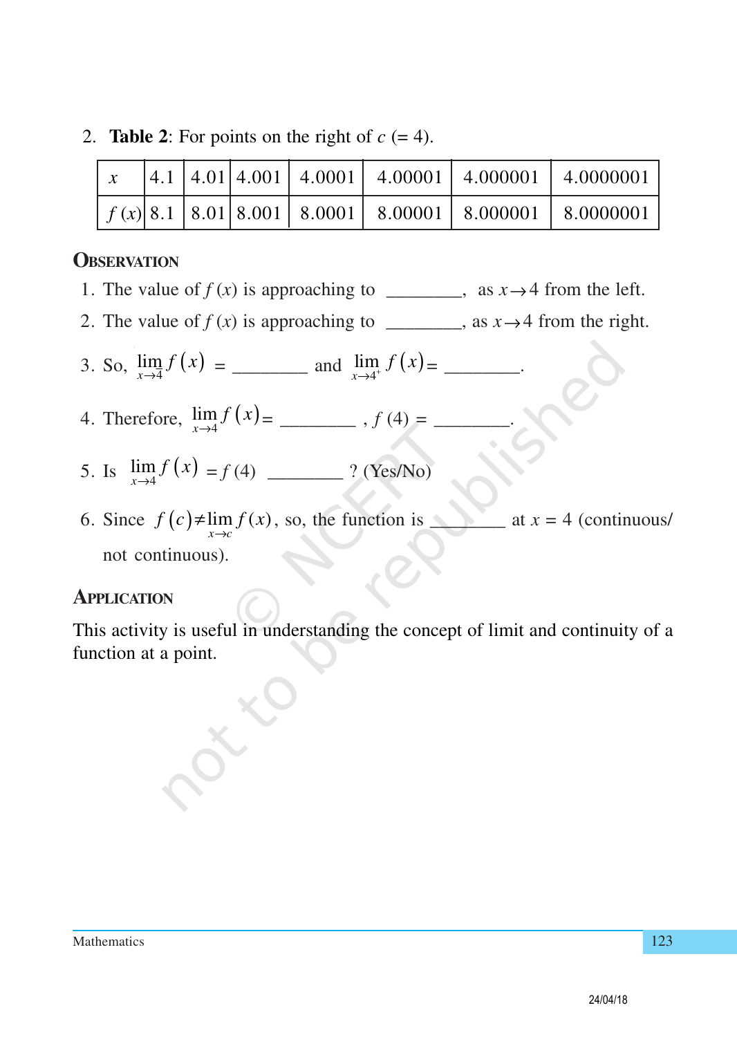2. **Table 2**: For points on the right of $c$ (= 4).

| $x$ | 4.1 | 4.01 | 4.001 | 4.0001 | 4.00001 | 4.000001 | 4.0000001 |
|---|---|---|---|---|---|---|---|
| $f(x)$ | 8.1 | 8.01 | 8.001 | 8.0001 | 8.00001 | 8.000001 | 8.0000001 |

## Observation

1. The value of $f(x)$ is approaching to ________, as $x \to 4$ from the left.
2. The value of $f(x)$ is approaching to ________, as $x \to 4$ from the right.
3. So, $\lim_{x \to 4^-} f(x)$ = ________ and $\lim_{x \to 4^+} f(x)$ = ________.
4. Therefore, $\lim_{x \to 4} f(x)$ = ________ , $f(4)$ = ________.
5. Is $\lim_{x \to 4} f(x) = f(4)$ ________ ? (Yes/No)
6. Since $f(c) \neq \lim_{x \to c} f(x)$, so, the function is ________ at $x = 4$ (continuous/not continuous).

## Application

This activity is useful in understanding the concept of limit and continuity of a function at a point.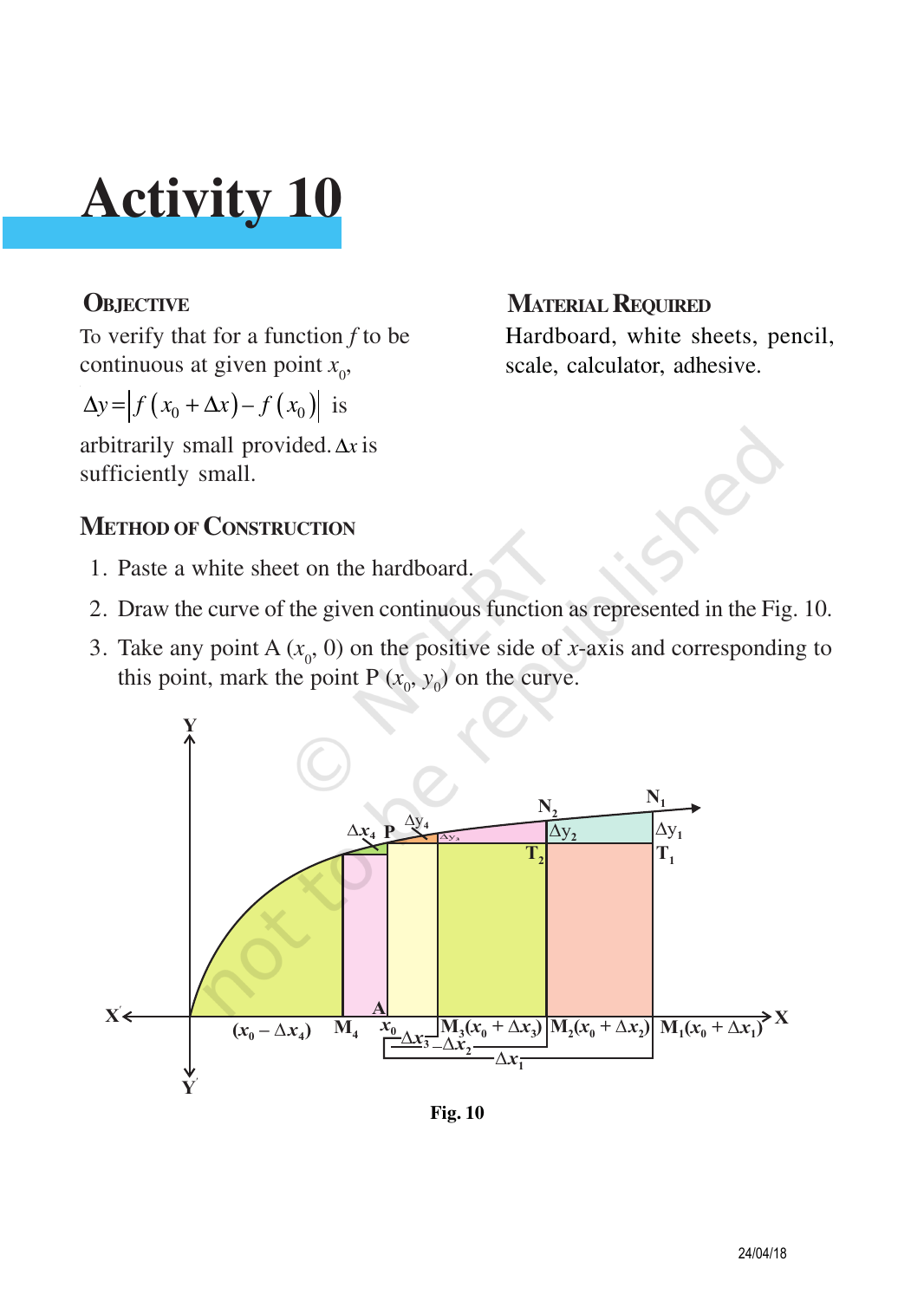# Activity 10

## Objective

To verify that for a function $f$ to be continuous at given point $x_0$, $\Delta y = |f(x_0 + \Delta x) - f(x_0)|$ is arbitrarily small provided. $\Delta x$ is sufficiently small.

## Material Required

Hardboard, white sheets, pencil, scale, calculator, adhesive.

## Method of Construction

1. Paste a white sheet on the hardboard.
2. Draw the curve of the given continuous function as represented in the Fig. 10.
3. Take any point A ($x_0$, 0) on the positive side of $x$-axis and corresponding to this point, mark the point P ($x_0$, $y_0$) on the curve.

Fig. 10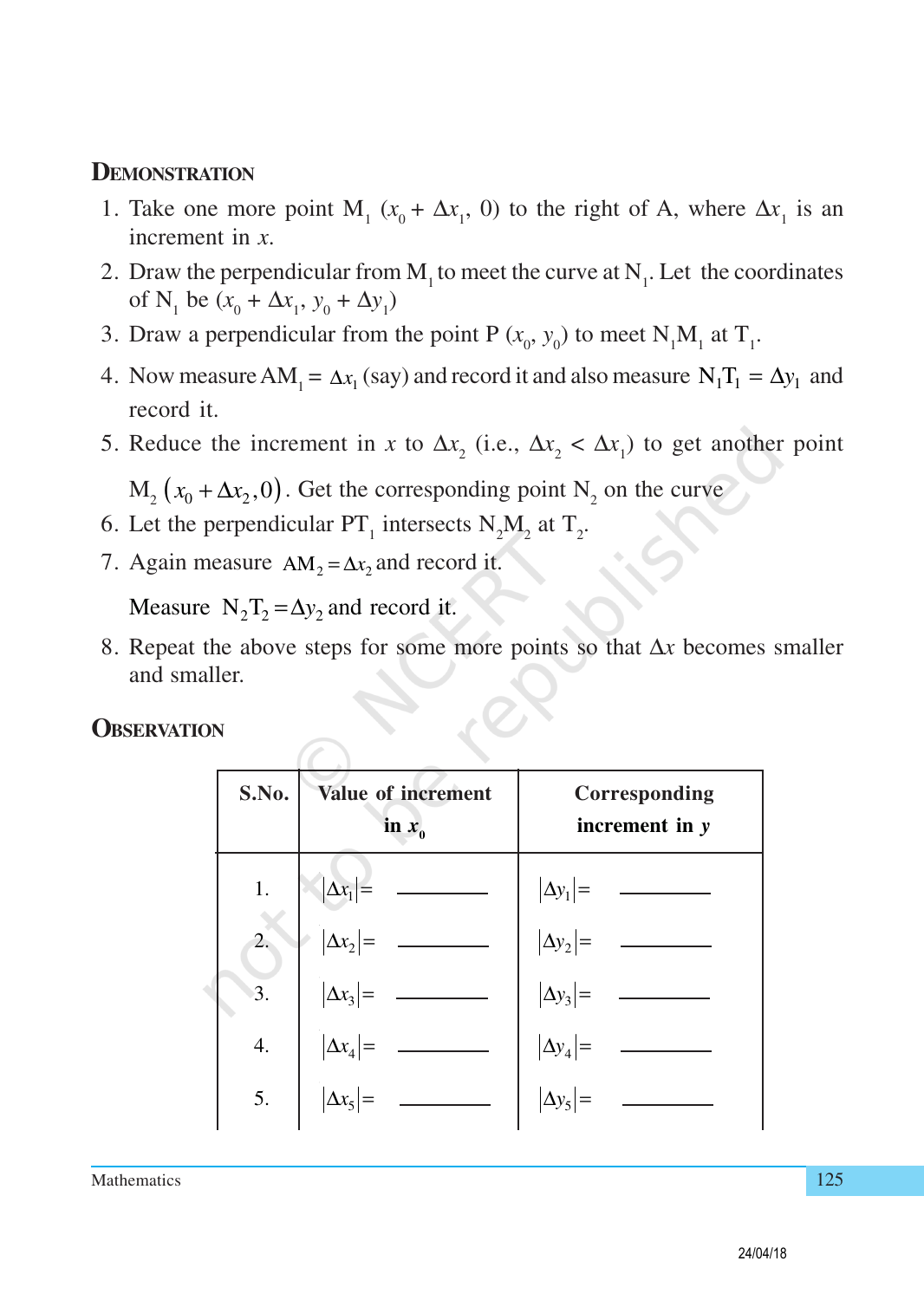## Demonstration

1. Take one more point $M_1$ $(x_0 + \Delta x_1, 0)$ to the right of A, where $\Delta x_1$ is an increment in $x$.
2. Draw the perpendicular from $M_1$ to meet the curve at $N_1$. Let the coordinates of $N_1$ be $(x_0 + \Delta x_1, y_0 + \Delta y_1)$
3. Draw a perpendicular from the point P $(x_0, y_0)$ to meet $N_1M_1$ at $T_1$.
4. Now measure $AM_1 = \Delta x_1$ (say) and record it and also measure $N_1T_1 = \Delta y_1$ and record it.
5. Reduce the increment in $x$ to $\Delta x_2$ (i.e., $\Delta x_2 < \Delta x_1$) to get another point $M_2\left(x_0 + \Delta x_2, 0\right)$. Get the corresponding point $N_2$ on the curve
6. Let the perpendicular $PT_1$ intersects $N_2M_2$ at $T_2$.
7. Again measure $AM_2 = \Delta x_2$ and record it.

   Measure $N_2T_2 = \Delta y_2$ and record it.
8. Repeat the above steps for some more points so that $\Delta x$ becomes smaller and smaller.

## Observation

| S.No. | Value of increment in $x_0$ | Corresponding increment in $y$ |
|---|---|---|
| 1. | $\lvert\Delta x_1\rvert =$ ________ | $\lvert\Delta y_1\rvert =$ ________ |
| 2. | $\lvert\Delta x_2\rvert =$ ________ | $\lvert\Delta y_2\rvert =$ ________ |
| 3. | $\lvert\Delta x_3\rvert =$ ________ | $\lvert\Delta y_3\rvert =$ ________ |
| 4. | $\lvert\Delta x_4\rvert =$ ________ | $\lvert\Delta y_4\rvert =$ ________ |
| 5. | $\lvert\Delta x_5\rvert =$ ________ | $\lvert\Delta y_5\rvert =$ ________ |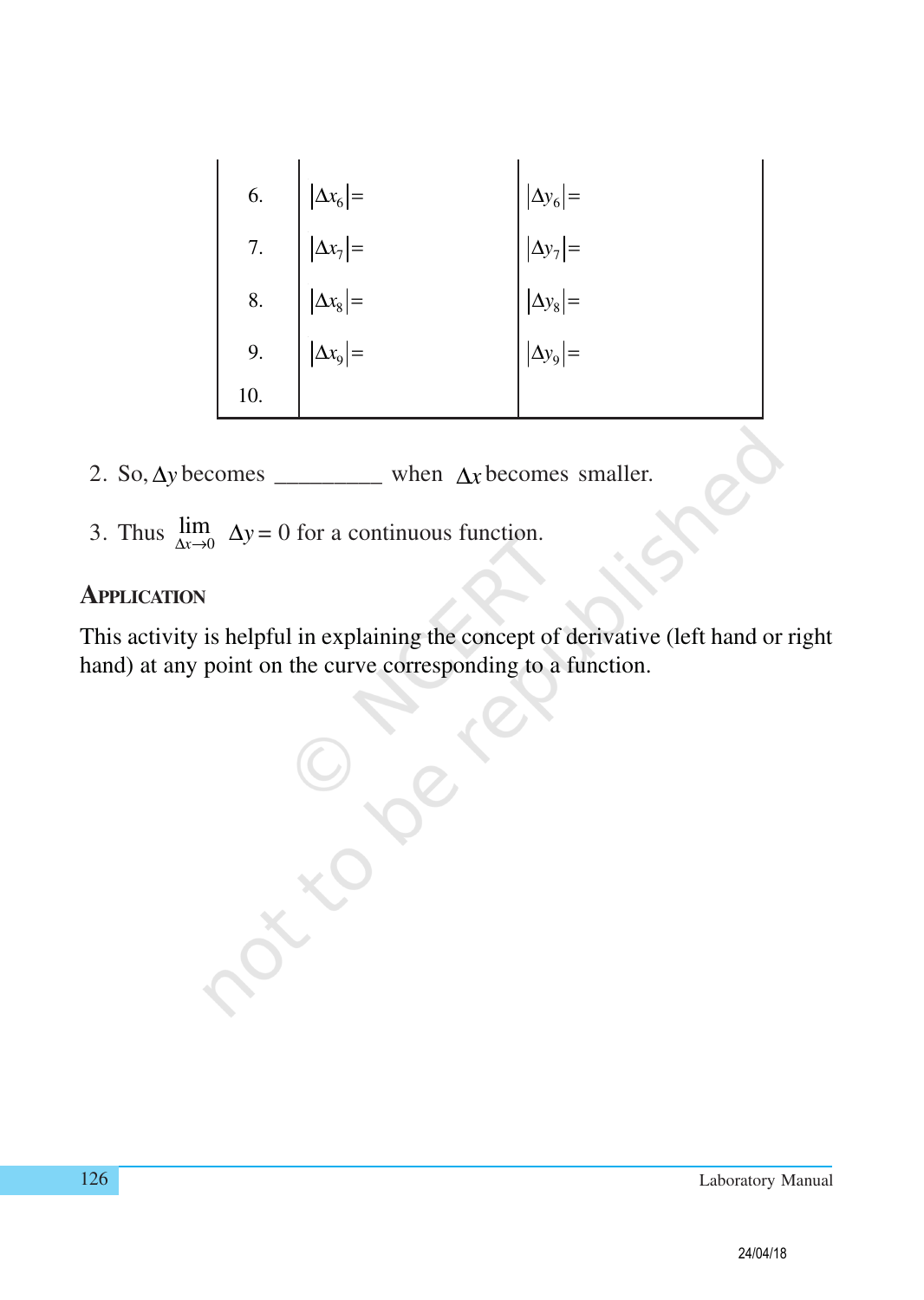| | | |
|---|---|---|
| 6. | $\|\Delta x_6\| =$ | $\|\Delta y_6\| =$ |
| 7. | $\|\Delta x_7\| =$ | $\|\Delta y_7\| =$ |
| 8. | $\|\Delta x_8\| =$ | $\|\Delta y_8\| =$ |
| 9. | $\|\Delta x_9\| =$ | $\|\Delta y_9\| =$ |
| 10. | | |

2. So, $\Delta y$ becomes _________ when $\Delta x$ becomes smaller.

3. Thus $\lim_{\Delta x \to 0} \Delta y = 0$ for a continuous function.

## Application

This activity is helpful in explaining the concept of derivative (left hand or right hand) at any point on the curve corresponding to a function.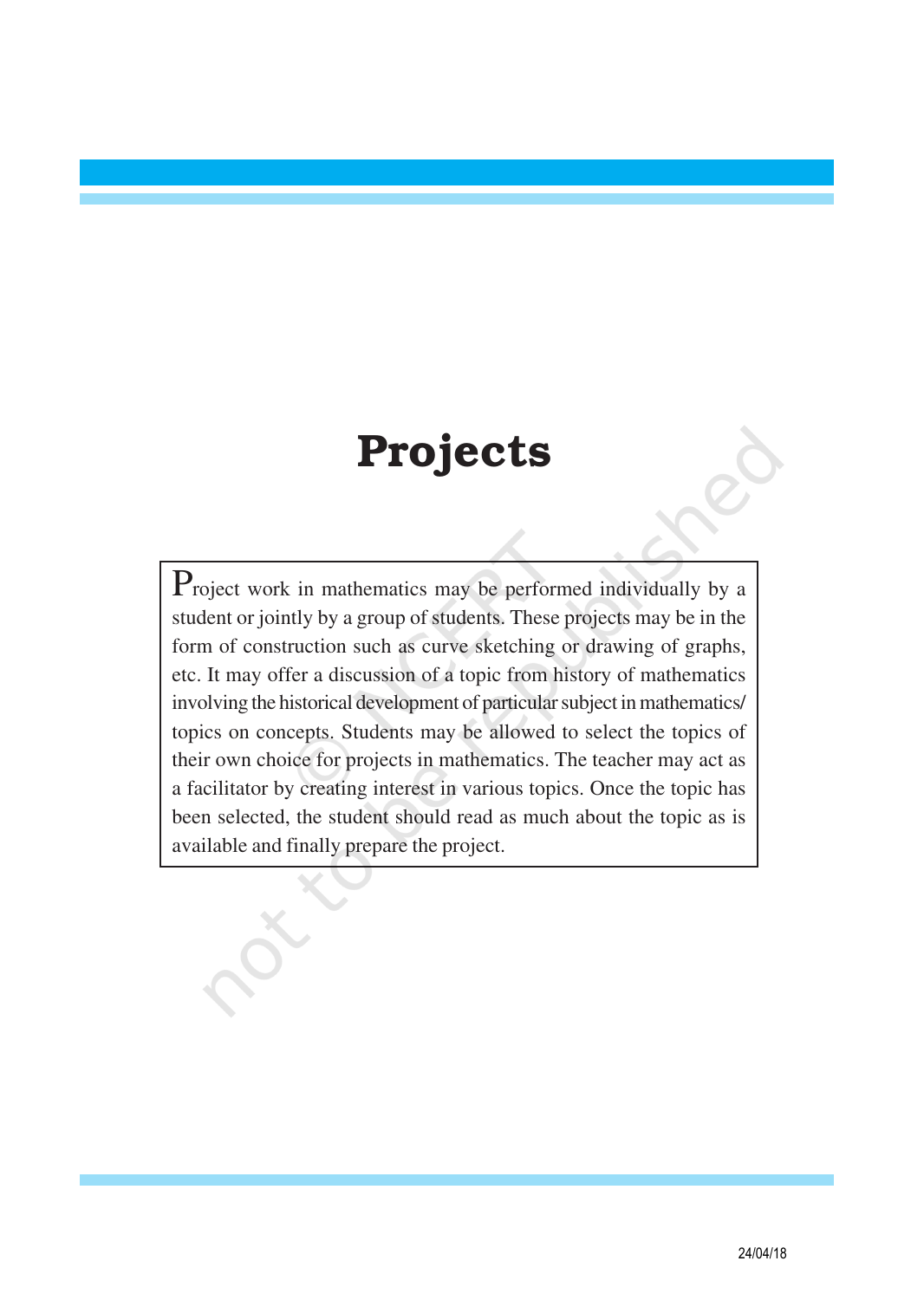# Projects

Project work in mathematics may be performed individually by a student or jointly by a group of students. These projects may be in the form of construction such as curve sketching or drawing of graphs, etc. It may offer a discussion of a topic from history of mathematics involving the historical development of particular subject in mathematics/ topics on concepts. Students may be allowed to select the topics of their own choice for projects in mathematics. The teacher may act as a facilitator by creating interest in various topics. Once the topic has been selected, the student should read as much about the topic as is available and finally prepare the project.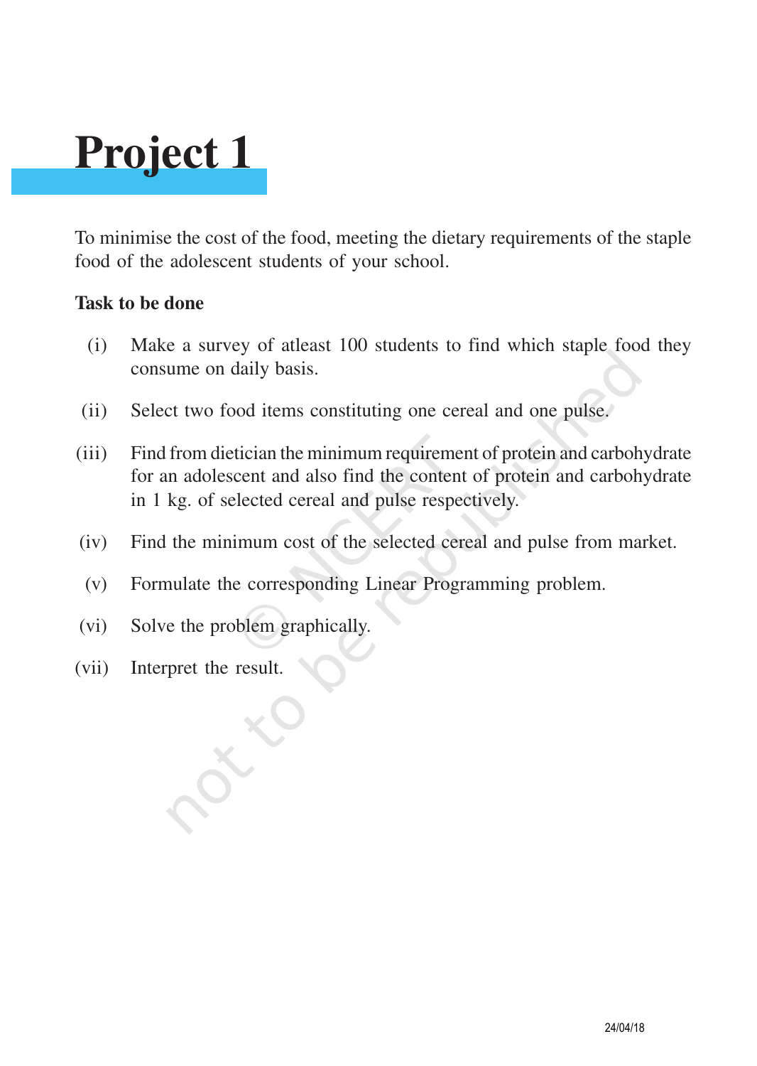# Project 1

To minimise the cost of the food, meeting the dietary requirements of the staple food of the adolescent students of your school.

**Task to be done**

(i) Make a survey of atleast 100 students to find which staple food they consume on daily basis.

(ii) Select two food items constituting one cereal and one pulse.

(iii) Find from dietician the minimum requirement of protein and carbohydrate for an adolescent and also find the content of protein and carbohydrate in 1 kg. of selected cereal and pulse respectively.

(iv) Find the minimum cost of the selected cereal and pulse from market.

(v) Formulate the corresponding Linear Programming problem.

(vi) Solve the problem graphically.

(vii) Interpret the result.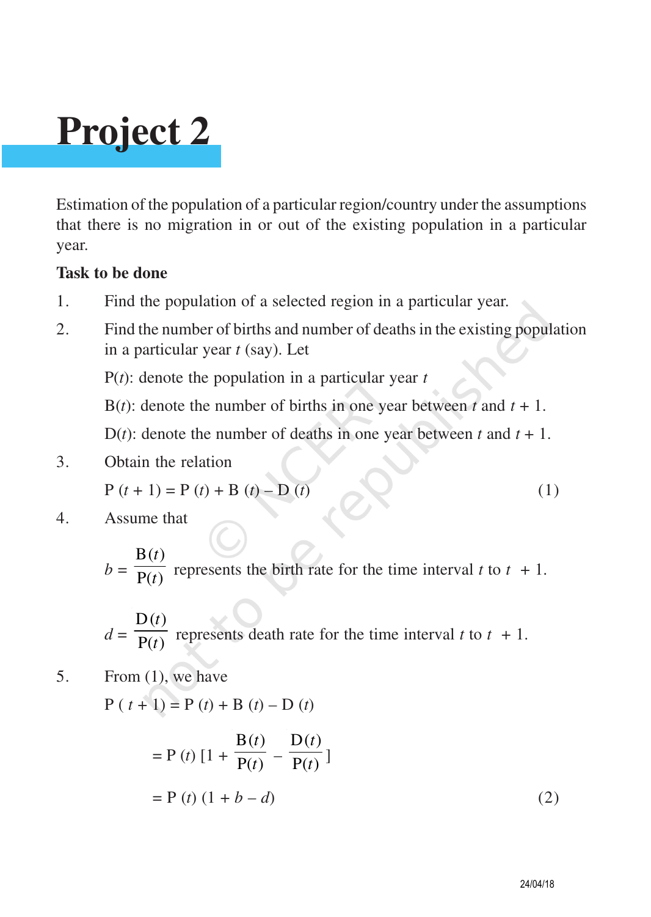# Project 2

Estimation of the population of a particular region/country under the assumptions that there is no migration in or out of the existing population in a particular year.

**Task to be done**

1. Find the population of a selected region in a particular year.
2. Find the number of births and number of deaths in the existing population in a particular year $t$ (say). Let

   $P(t)$: denote the population in a particular year $t$

   $B(t)$: denote the number of births in one year between $t$ and $t + 1$.

   $D(t)$: denote the number of deaths in one year between $t$ and $t + 1$.

3. Obtain the relation

   $$P(t + 1) = P(t) + B(t) - D(t) \qquad (1)$$

4. Assume that

   $b = \dfrac{B(t)}{P(t)}$ represents the birth rate for the time interval $t$ to $t + 1$.

   $d = \dfrac{D(t)}{P(t)}$ represents death rate for the time interval $t$ to $t + 1$.

5. From (1), we have

   $$P(t + 1) = P(t) + B(t) - D(t)$$

   $$= P(t)\left[1 + \frac{B(t)}{P(t)} - \frac{D(t)}{P(t)}\right]$$

   $$= P(t)(1 + b - d) \qquad (2)$$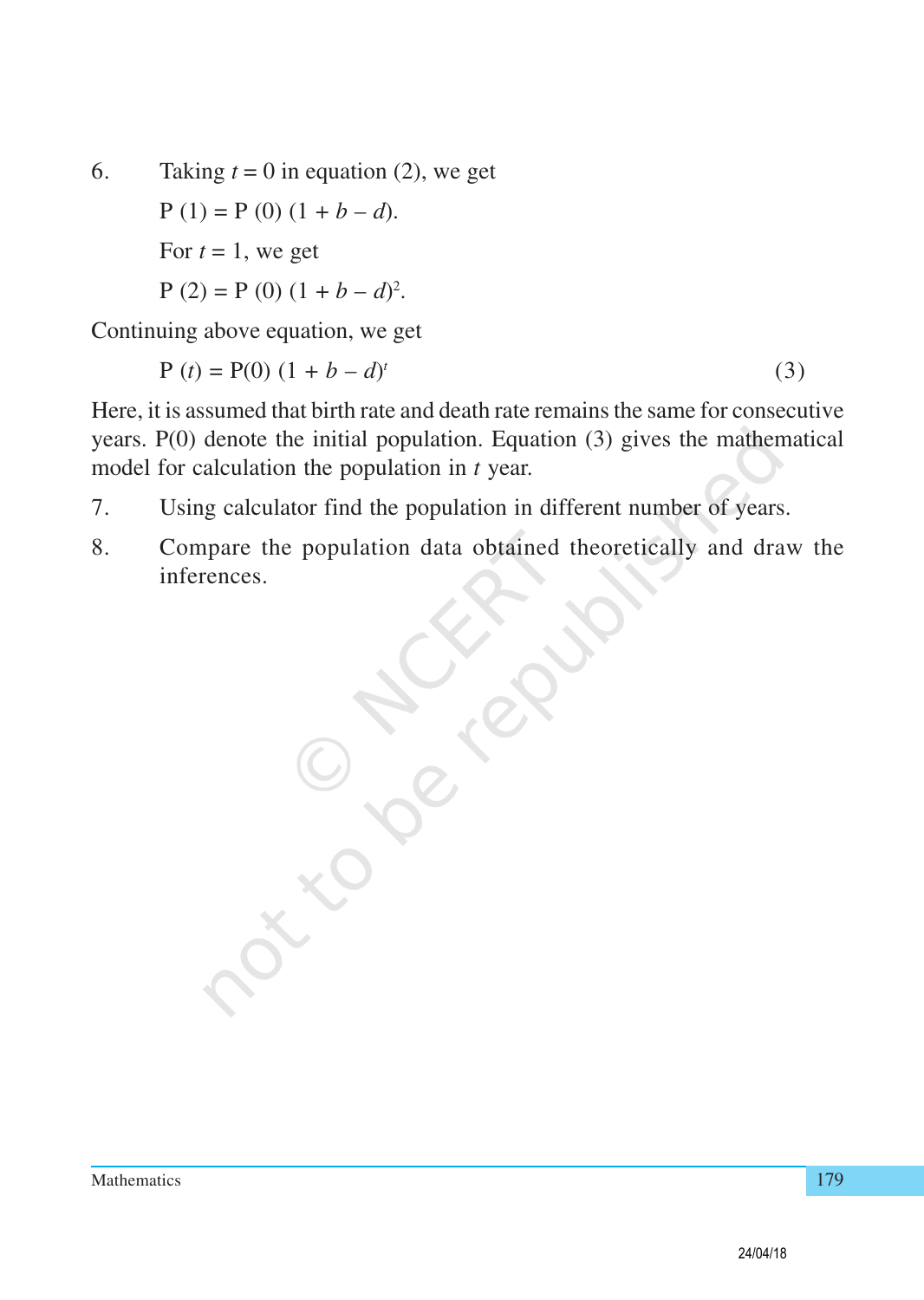6. Taking $t = 0$ in equation (2), we get

   $$P(1) = P(0)(1 + b - d).$$

   For $t = 1$, we get

   $$P(2) = P(0)(1 + b - d)^2.$$

Continuing above equation, we get

$$P(t) = P(0)(1 + b - d)^t \qquad (3)$$

Here, it is assumed that birth rate and death rate remains the same for consecutive years. P(0) denote the initial population. Equation (3) gives the mathematical model for calculation the population in $t$ year.

7. Using calculator find the population in different number of years.

8. Compare the population data obtained theoretically and draw the inferences.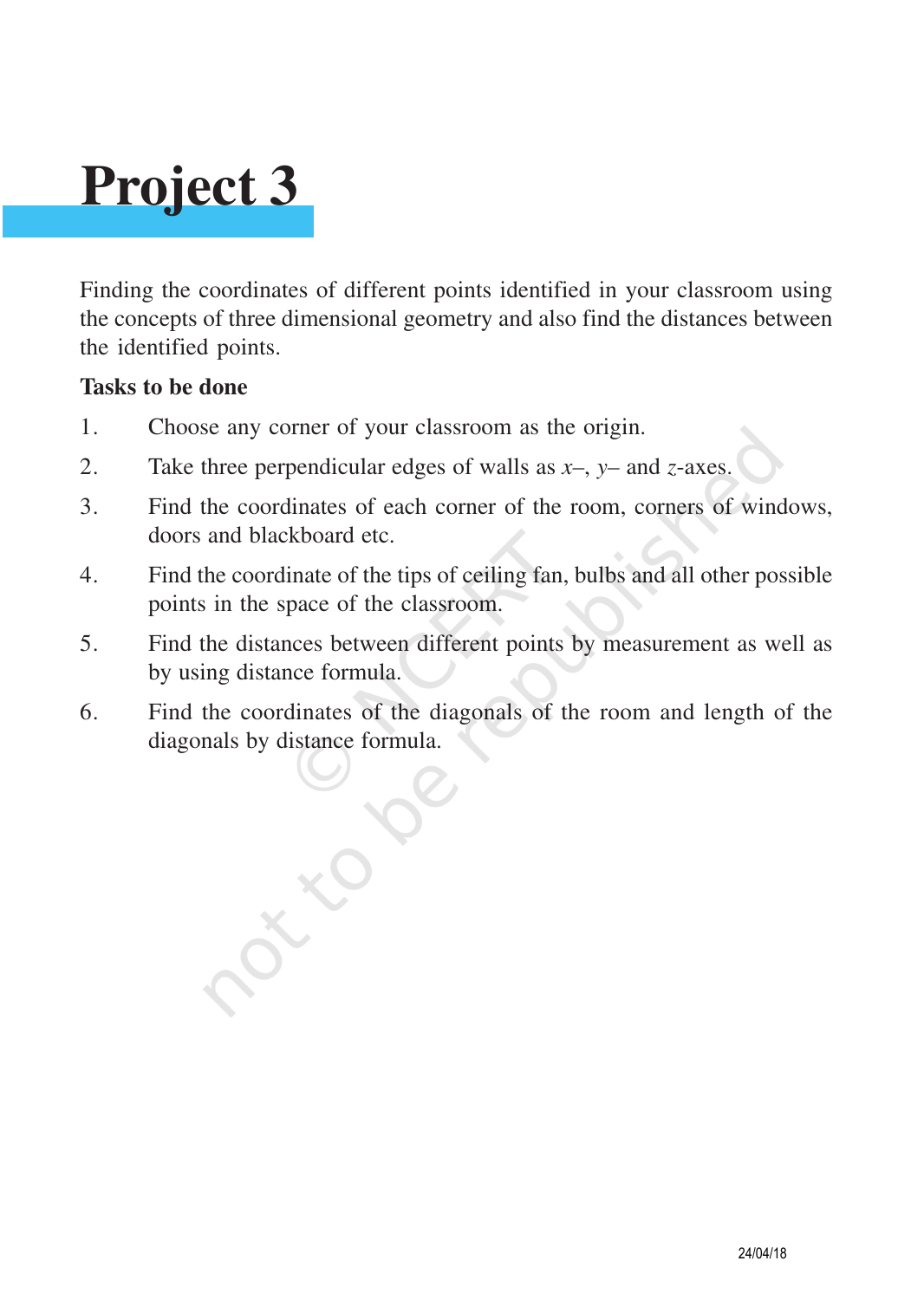# Project 3

Finding the coordinates of different points identified in your classroom using the concepts of three dimensional geometry and also find the distances between the identified points.

**Tasks to be done**

1. Choose any corner of your classroom as the origin.
2. Take three perpendicular edges of walls as $x$–, $y$– and $z$-axes.
3. Find the coordinates of each corner of the room, corners of windows, doors and blackboard etc.
4. Find the coordinate of the tips of ceiling fan, bulbs and all other possible points in the space of the classroom.
5. Find the distances between different points by measurement as well as by using distance formula.
6. Find the coordinates of the diagonals of the room and length of the diagonals by distance formula.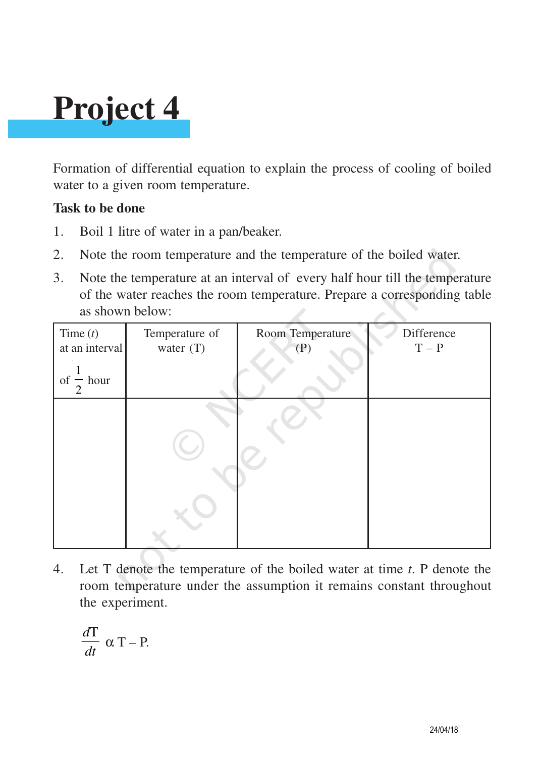# Project 4

Formation of differential equation to explain the process of cooling of boiled water to a given room temperature.

**Task to be done**

1. Boil 1 litre of water in a pan/beaker.
2. Note the room temperature and the temperature of the boiled water.
3. Note the temperature at an interval of every half hour till the temperature of the water reaches the room temperature. Prepare a corresponding table as shown below:

| Time ($t$) at an interval of $\frac{1}{2}$ hour | Temperature of water (T) | Room Temperature (P) | Difference T – P |
|---|---|---|---|
| | | | |

4. Let T denote the temperature of the boiled water at time $t$. P denote the room temperature under the assumption it remains constant throughout the experiment.

$$\frac{dT}{dt} \propto T - P.$$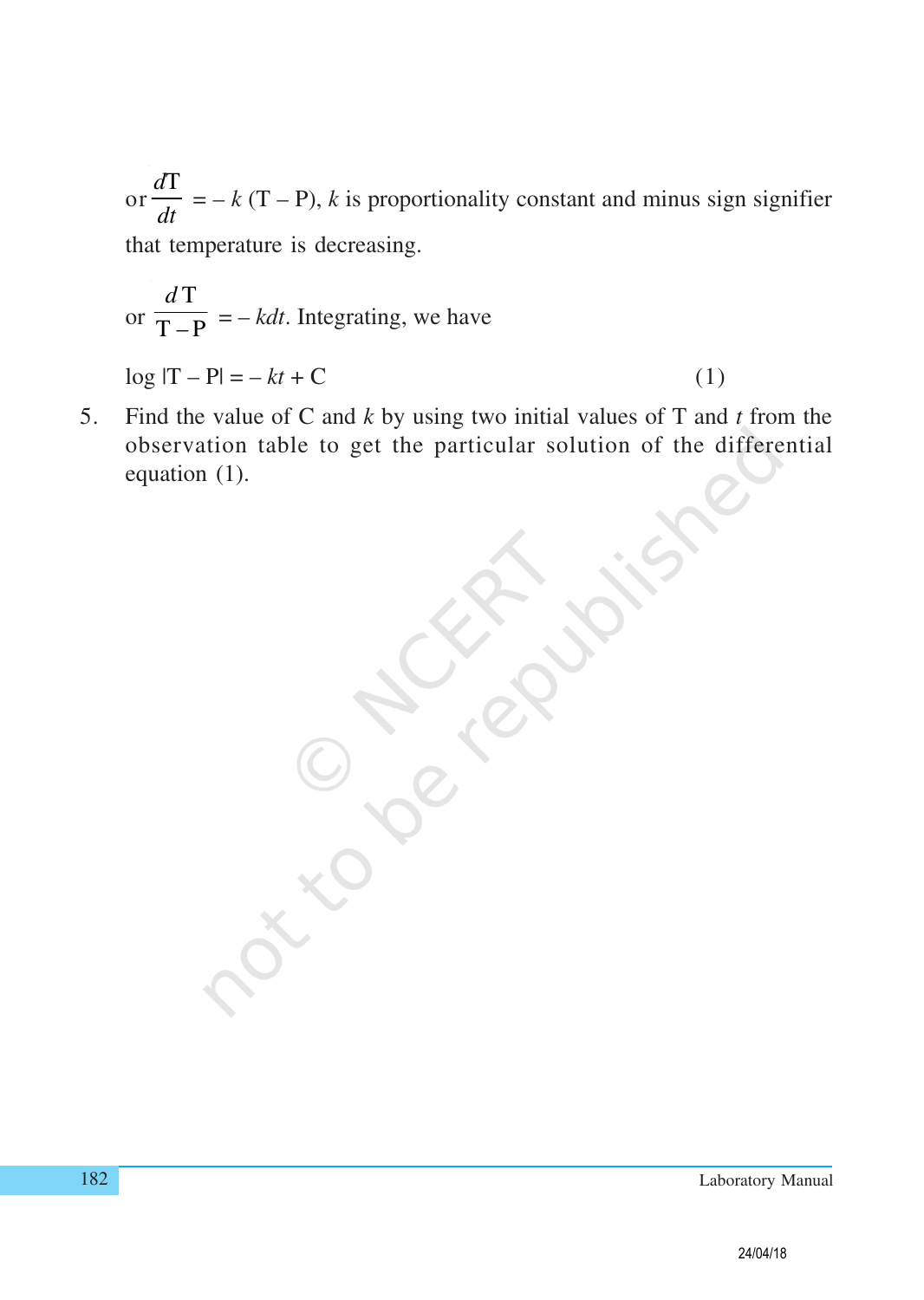or $\frac{dT}{dt} = -k\,(T - P)$, $k$ is proportionality constant and minus sign signifier that temperature is decreasing.

or $\frac{dT}{T-P} = -kdt$. Integrating, we have

$$\log |T - P| = -kt + C \qquad (1)$$

5. Find the value of C and $k$ by using two initial values of T and $t$ from the observation table to get the particular solution of the differential equation (1).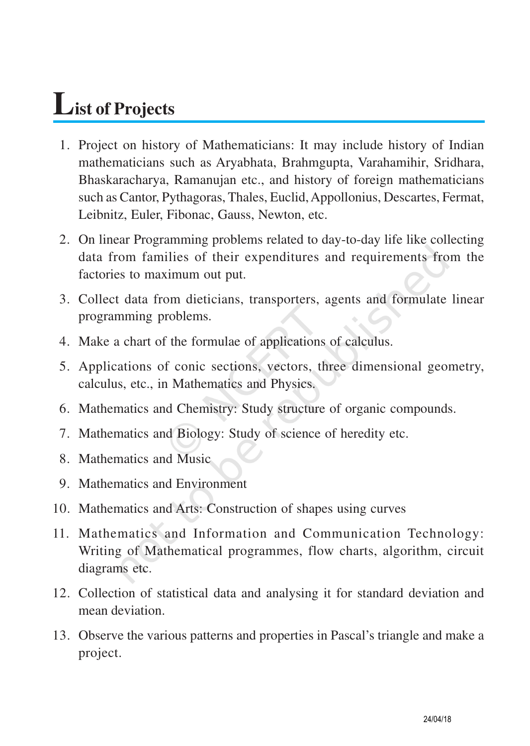# List of Projects

1. Project on history of Mathematicians: It may include history of Indian mathematicians such as Aryabhata, Brahmgupta, Varahamihir, Sridhara, Bhaskaracharya, Ramanujan etc., and history of foreign mathematicians such as Cantor, Pythagoras, Thales, Euclid, Appollonius, Descartes, Fermat, Leibnitz, Euler, Fibonac, Gauss, Newton, etc.
2. On linear Programming problems related to day-to-day life like collecting data from families of their expenditures and requirements from the factories to maximum out put.
3. Collect data from dieticians, transporters, agents and formulate linear programming problems.
4. Make a chart of the formulae of applications of calculus.
5. Applications of conic sections, vectors, three dimensional geometry, calculus, etc., in Mathematics and Physics.
6. Mathematics and Chemistry: Study structure of organic compounds.
7. Mathematics and Biology: Study of science of heredity etc.
8. Mathematics and Music
9. Mathematics and Environment
10. Mathematics and Arts: Construction of shapes using curves
11. Mathematics and Information and Communication Technology: Writing of Mathematical programmes, flow charts, algorithm, circuit diagrams etc.
12. Collection of statistical data and analysing it for standard deviation and mean deviation.
13. Observe the various patterns and properties in Pascal's triangle and make a project.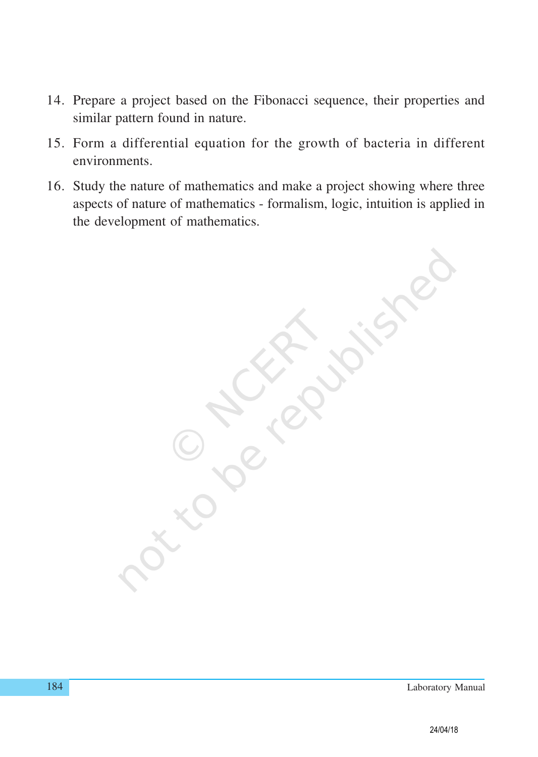14. Prepare a project based on the Fibonacci sequence, their properties and similar pattern found in nature.
15. Form a differential equation for the growth of bacteria in different environments.
16. Study the nature of mathematics and make a project showing where three aspects of nature of mathematics - formalism, logic, intuition is applied in the development of mathematics.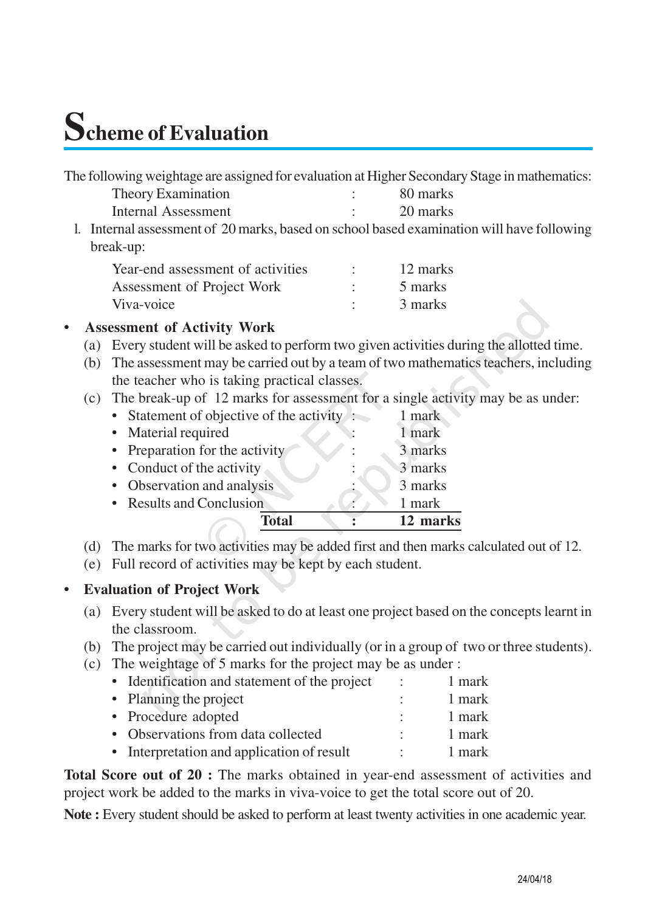# Scheme of Evaluation

The following weightage are assigned for evaluation at Higher Secondary Stage in mathematics:

| | | |
|---|---|---|
| Theory Examination | : | 80 marks |
| Internal Assessment | : | 20 marks |

1. Internal assessment of 20 marks, based on school based examination will have following break-up:

| | | |
|---|---|---|
| Year-end assessment of activities | : | 12 marks |
| Assessment of Project Work | : | 5 marks |
| Viva-voice | : | 3 marks |

- **Assessment of Activity Work**
  - (a) Every student will be asked to perform two given activities during the allotted time.
  - (b) The assessment may be carried out by a team of two mathematics teachers, including the teacher who is taking practical classes.
  - (c) The break-up of 12 marks for assessment for a single activity may be as under:

| | | |
|---|---|---|
| • Statement of objective of the activity | : | 1 mark |
| • Material required | : | 1 mark |
| • Preparation for the activity | : | 3 marks |
| • Conduct of the activity | : | 3 marks |
| • Observation and analysis | : | 3 marks |
| • Results and Conclusion | : | 1 mark |
| **Total** | **:** | **12 marks** |

  - (d) The marks for two activities may be added first and then marks calculated out of 12.
  - (e) Full record of activities may be kept by each student.

- **Evaluation of Project Work**
  - (a) Every student will be asked to do at least one project based on the concepts learnt in the classroom.
  - (b) The project may be carried out individually (or in a group of two or three students).
  - (c) The weightage of 5 marks for the project may be as under :

| | | |
|---|---|---|
| • Identification and statement of the project | : | 1 mark |
| • Planning the project | : | 1 mark |
| • Procedure adopted | : | 1 mark |
| • Observations from data collected | : | 1 mark |
| • Interpretation and application of result | : | 1 mark |

**Total Score out of 20 :** The marks obtained in year-end assessment of activities and project work be added to the marks in viva-voice to get the total score out of 20.

**Note :** Every student should be asked to perform at least twenty activities in one academic year.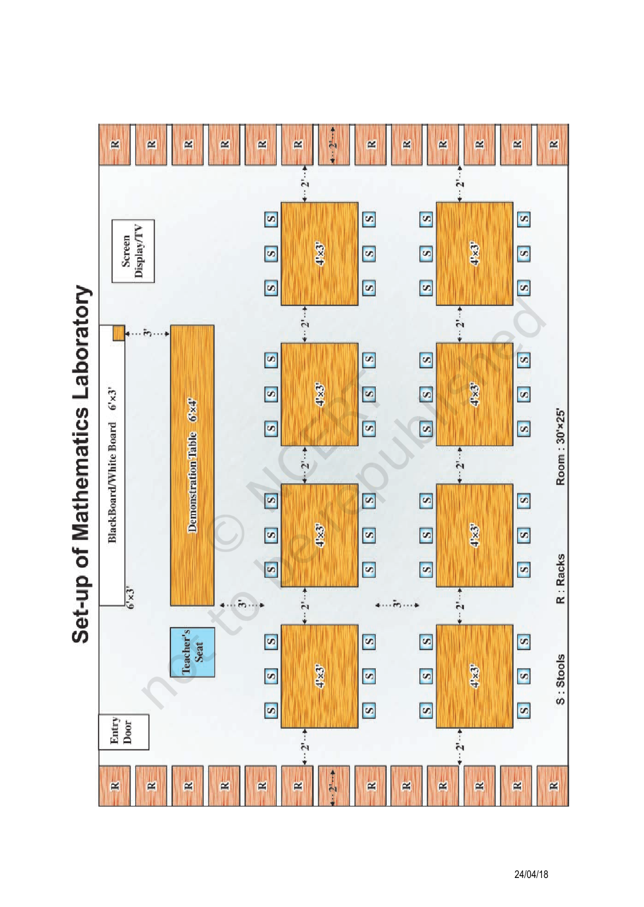# Set-up of Mathematics Laboratory

BlackBoard/White Board 6'×3'

Screen Display/TV

Entry Door

Teacher's Seat

Demonstration Table 6'×4'

6'×3'

3'

4'×3'

2'

R

S : Stools

R : Racks

Room : 30'×25'